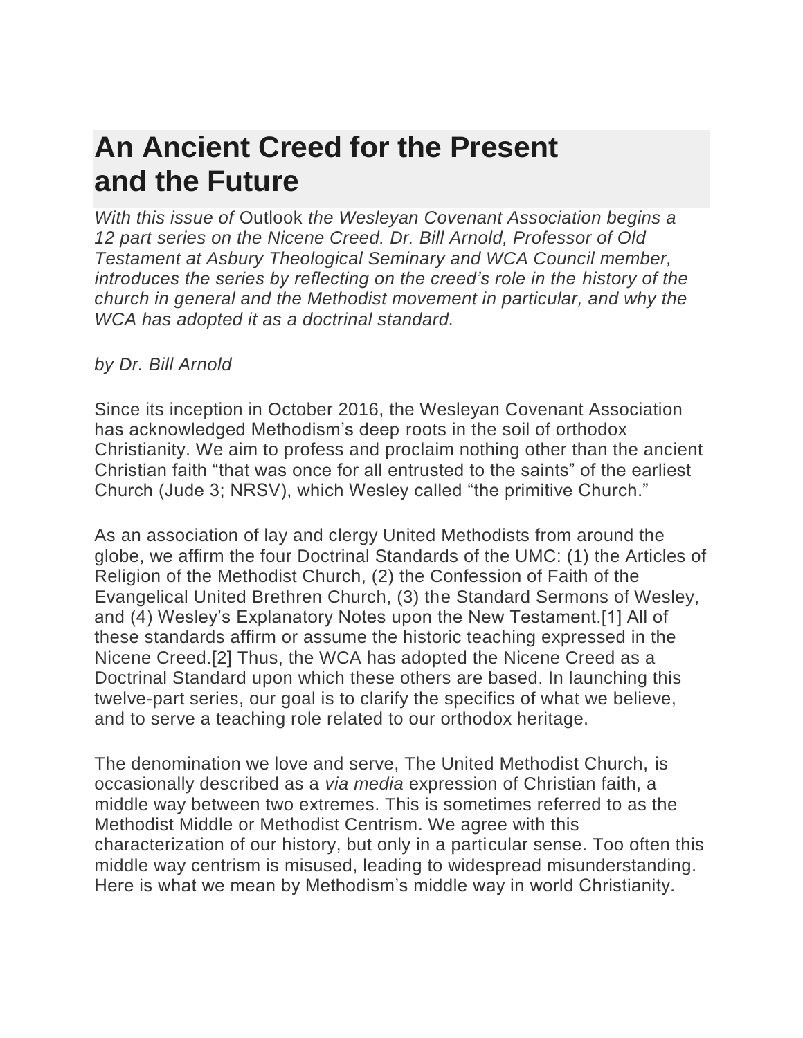# An Ancient Creed for the Present and the Future

*With this issue of* Outlook *the Wesleyan Covenant Association begins a 12 part series on the Nicene Creed. Dr. Bill Arnold, Professor of Old Testament at Asbury Theological Seminary and WCA Council member, introduces the series by reflecting on the creed's role in the history of the church in general and the Methodist movement in particular, and why the WCA has adopted it as a doctrinal standard.*

*by Dr. Bill Arnold*

Since its inception in October 2016, the Wesleyan Covenant Association has acknowledged Methodism's deep roots in the soil of orthodox Christianity. We aim to profess and proclaim nothing other than the ancient Christian faith "that was once for all entrusted to the saints" of the earliest Church (Jude 3; NRSV), which Wesley called "the primitive Church."

As an association of lay and clergy United Methodists from around the globe, we affirm the four Doctrinal Standards of the UMC: (1) the Articles of Religion of the Methodist Church, (2) the Confession of Faith of the Evangelical United Brethren Church, (3) the Standard Sermons of Wesley, and (4) Wesley's Explanatory Notes upon the New Testament.[1] All of these standards affirm or assume the historic teaching expressed in the Nicene Creed.[2] Thus, the WCA has adopted the Nicene Creed as a Doctrinal Standard upon which these others are based. In launching this twelve-part series, our goal is to clarify the specifics of what we believe, and to serve a teaching role related to our orthodox heritage.

The denomination we love and serve, The United Methodist Church, is occasionally described as a *via media* expression of Christian faith, a middle way between two extremes. This is sometimes referred to as the Methodist Middle or Methodist Centrism. We agree with this characterization of our history, but only in a particular sense. Too often this middle way centrism is misused, leading to widespread misunderstanding. Here is what we mean by Methodism's middle way in world Christianity.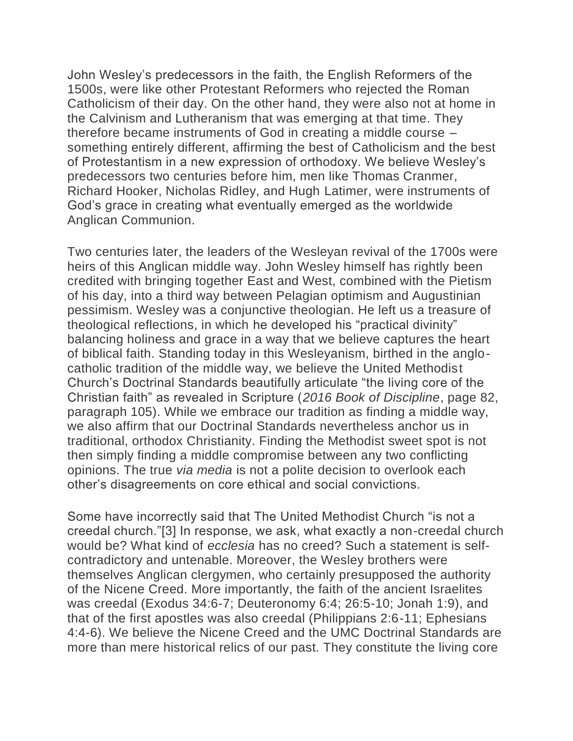John Wesley's predecessors in the faith, the English Reformers of the 1500s, were like other Protestant Reformers who rejected the Roman Catholicism of their day. On the other hand, they were also not at home in the Calvinism and Lutheranism that was emerging at that time. They therefore became instruments of God in creating a middle course – something entirely different, affirming the best of Catholicism and the best of Protestantism in a new expression of orthodoxy. We believe Wesley's predecessors two centuries before him, men like Thomas Cranmer, Richard Hooker, Nicholas Ridley, and Hugh Latimer, were instruments of God's grace in creating what eventually emerged as the worldwide Anglican Communion.

Two centuries later, the leaders of the Wesleyan revival of the 1700s were heirs of this Anglican middle way. John Wesley himself has rightly been credited with bringing together East and West, combined with the Pietism of his day, into a third way between Pelagian optimism and Augustinian pessimism. Wesley was a conjunctive theologian. He left us a treasure of theological reflections, in which he developed his "practical divinity" balancing holiness and grace in a way that we believe captures the heart of biblical faith. Standing today in this Wesleyanism, birthed in the anglo-catholic tradition of the middle way, we believe the United Methodist Church's Doctrinal Standards beautifully articulate "the living core of the Christian faith" as revealed in Scripture (*2016 Book of Discipline*, page 82, paragraph 105). While we embrace our tradition as finding a middle way, we also affirm that our Doctrinal Standards nevertheless anchor us in traditional, orthodox Christianity. Finding the Methodist sweet spot is not then simply finding a middle compromise between any two conflicting opinions. The true *via media* is not a polite decision to overlook each other's disagreements on core ethical and social convictions.

Some have incorrectly said that The United Methodist Church "is not a creedal church."[3] In response, we ask, what exactly a non-creedal church would be? What kind of *ecclesia* has no creed? Such a statement is self-contradictory and untenable. Moreover, the Wesley brothers were themselves Anglican clergymen, who certainly presupposed the authority of the Nicene Creed. More importantly, the faith of the ancient Israelites was creedal (Exodus 34:6-7; Deuteronomy 6:4; 26:5-10; Jonah 1:9), and that of the first apostles was also creedal (Philippians 2:6-11; Ephesians 4:4-6). We believe the Nicene Creed and the UMC Doctrinal Standards are more than mere historical relics of our past. They constitute the living core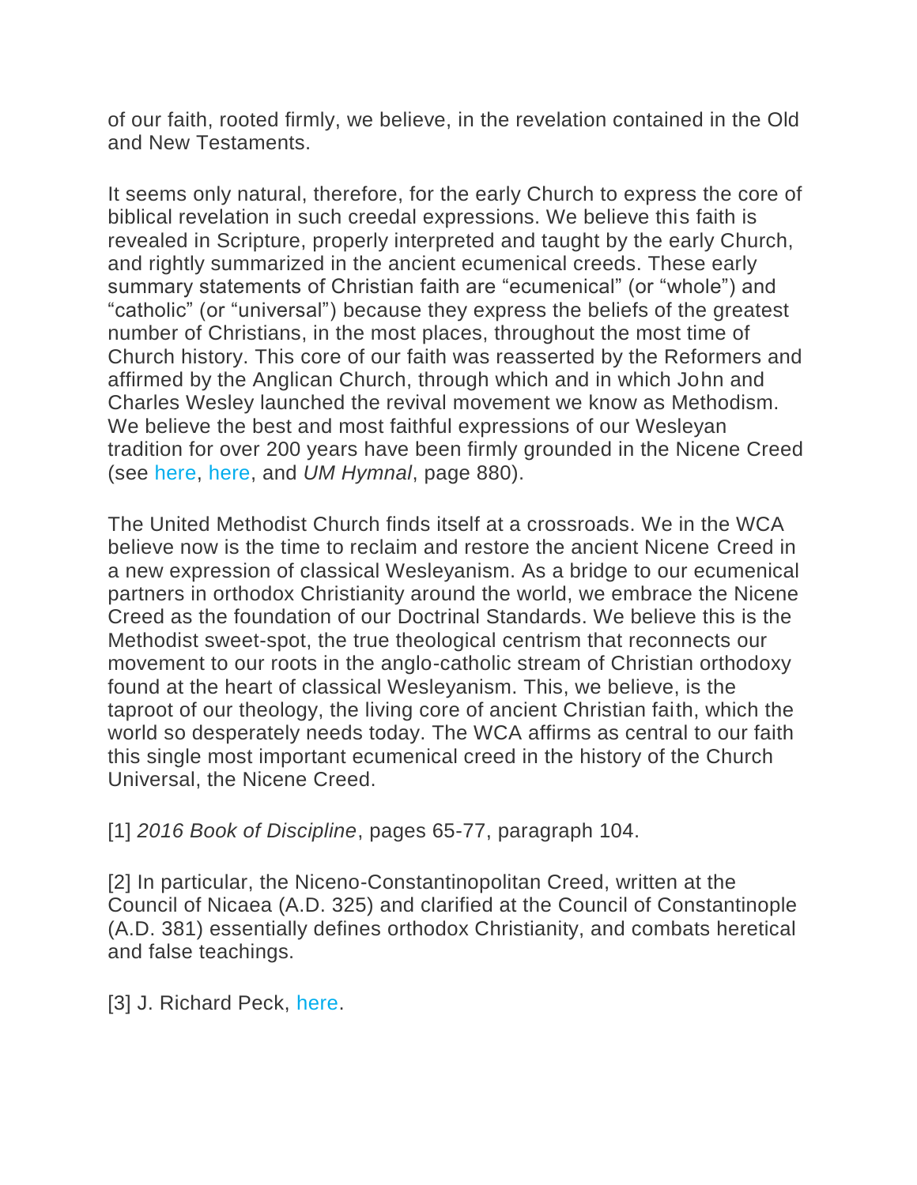of our faith, rooted firmly, we believe, in the revelation contained in the Old and New Testaments.

It seems only natural, therefore, for the early Church to express the core of biblical revelation in such creedal expressions. We believe this faith is revealed in Scripture, properly interpreted and taught by the early Church, and rightly summarized in the ancient ecumenical creeds. These early summary statements of Christian faith are "ecumenical" (or "whole") and "catholic" (or "universal") because they express the beliefs of the greatest number of Christians, in the most places, throughout the most time of Church history. This core of our faith was reasserted by the Reformers and affirmed by the Anglican Church, through which and in which John and Charles Wesley launched the revival movement we know as Methodism. We believe the best and most faithful expressions of our Wesleyan tradition for over 200 years have been firmly grounded in the Nicene Creed (see here, here, and *UM Hymnal*, page 880).

The United Methodist Church finds itself at a crossroads. We in the WCA believe now is the time to reclaim and restore the ancient Nicene Creed in a new expression of classical Wesleyanism. As a bridge to our ecumenical partners in orthodox Christianity around the world, we embrace the Nicene Creed as the foundation of our Doctrinal Standards. We believe this is the Methodist sweet-spot, the true theological centrism that reconnects our movement to our roots in the anglo-catholic stream of Christian orthodoxy found at the heart of classical Wesleyanism. This, we believe, is the taproot of our theology, the living core of ancient Christian faith, which the world so desperately needs today. The WCA affirms as central to our faith this single most important ecumenical creed in the history of the Church Universal, the Nicene Creed.

[1] *2016 Book of Discipline*, pages 65-77, paragraph 104.

[2] In particular, the Niceno-Constantinopolitan Creed, written at the Council of Nicaea (A.D. 325) and clarified at the Council of Constantinople (A.D. 381) essentially defines orthodox Christianity, and combats heretical and false teachings.

[3] J. Richard Peck, here.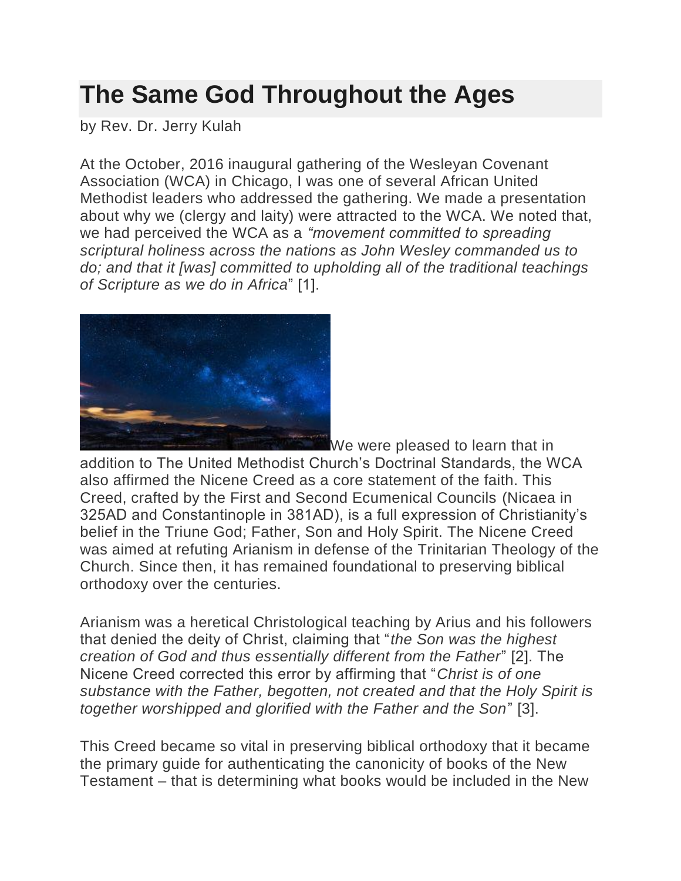# The Same God Throughout the Ages

by Rev. Dr. Jerry Kulah

At the October, 2016 inaugural gathering of the Wesleyan Covenant Association (WCA) in Chicago, I was one of several African United Methodist leaders who addressed the gathering. We made a presentation about why we (clergy and laity) were attracted to the WCA. We noted that, we had perceived the WCA as a *"movement committed to spreading scriptural holiness across the nations as John Wesley commanded us to do; and that it [was] committed to upholding all of the traditional teachings of Scripture as we do in Africa*" [1].

We were pleased to learn that in addition to The United Methodist Church's Doctrinal Standards, the WCA also affirmed the Nicene Creed as a core statement of the faith. This Creed, crafted by the First and Second Ecumenical Councils (Nicaea in 325AD and Constantinople in 381AD), is a full expression of Christianity's belief in the Triune God; Father, Son and Holy Spirit. The Nicene Creed was aimed at refuting Arianism in defense of the Trinitarian Theology of the Church. Since then, it has remained foundational to preserving biblical orthodoxy over the centuries.

Arianism was a heretical Christological teaching by Arius and his followers that denied the deity of Christ, claiming that "*the Son was the highest creation of God and thus essentially different from the Father*" [2]. The Nicene Creed corrected this error by affirming that "*Christ is of one substance with the Father, begotten, not created and that the Holy Spirit is together worshipped and glorified with the Father and the Son*" [3].

This Creed became so vital in preserving biblical orthodoxy that it became the primary guide for authenticating the canonicity of books of the New Testament – that is determining what books would be included in the New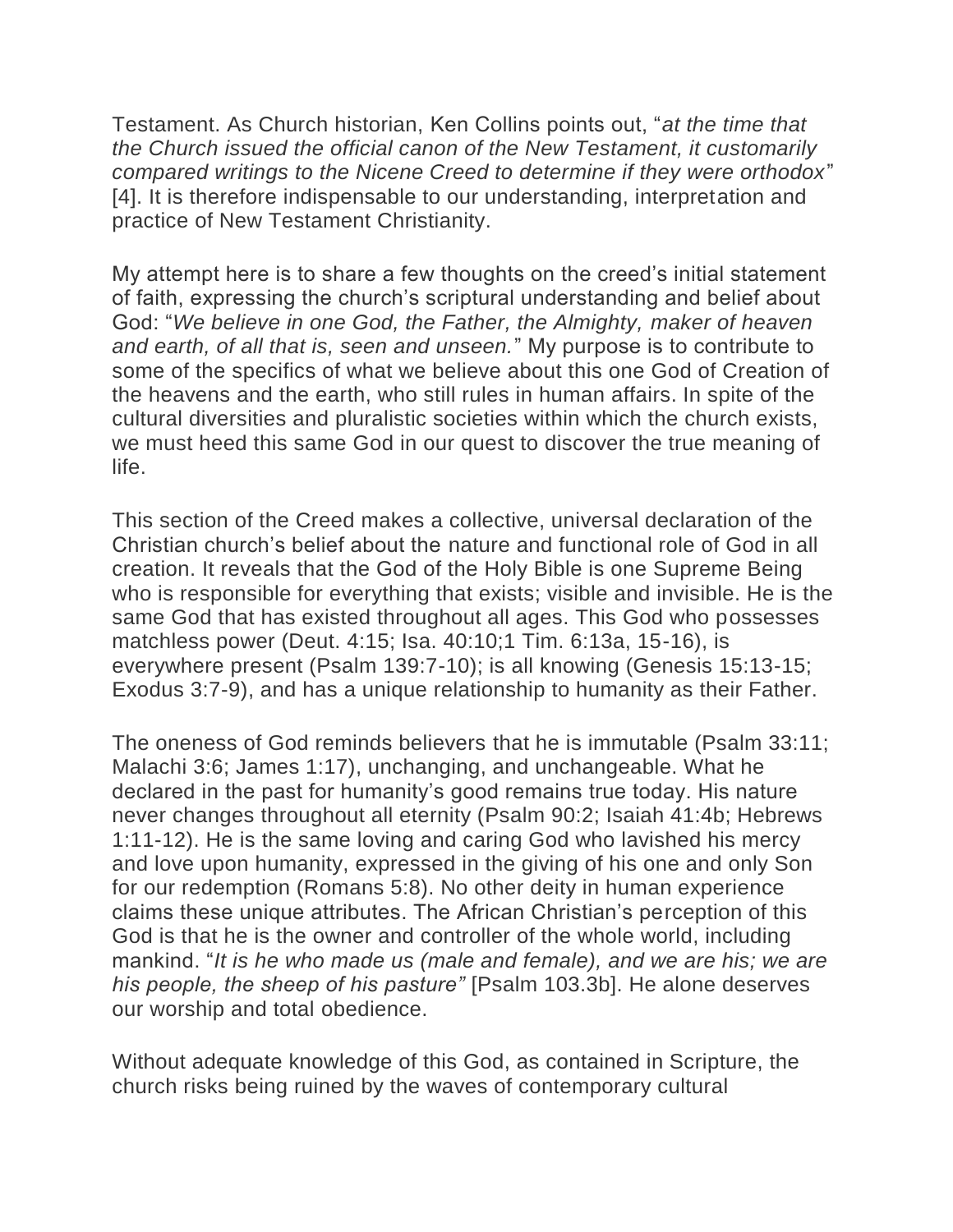Testament. As Church historian, Ken Collins points out, "*at the time that the Church issued the official canon of the New Testament, it customarily compared writings to the Nicene Creed to determine if they were orthodox*" [4]. It is therefore indispensable to our understanding, interpretation and practice of New Testament Christianity.

My attempt here is to share a few thoughts on the creed's initial statement of faith, expressing the church's scriptural understanding and belief about God: "*We believe in one God, the Father, the Almighty, maker of heaven and earth, of all that is, seen and unseen.*" My purpose is to contribute to some of the specifics of what we believe about this one God of Creation of the heavens and the earth, who still rules in human affairs. In spite of the cultural diversities and pluralistic societies within which the church exists, we must heed this same God in our quest to discover the true meaning of life.

This section of the Creed makes a collective, universal declaration of the Christian church's belief about the nature and functional role of God in all creation. It reveals that the God of the Holy Bible is one Supreme Being who is responsible for everything that exists; visible and invisible. He is the same God that has existed throughout all ages. This God who possesses matchless power (Deut. 4:15; Isa. 40:10;1 Tim. 6:13a, 15-16), is everywhere present (Psalm 139:7-10); is all knowing (Genesis 15:13-15; Exodus 3:7-9), and has a unique relationship to humanity as their Father.

The oneness of God reminds believers that he is immutable (Psalm 33:11; Malachi 3:6; James 1:17), unchanging, and unchangeable. What he declared in the past for humanity's good remains true today. His nature never changes throughout all eternity (Psalm 90:2; Isaiah 41:4b; Hebrews 1:11-12). He is the same loving and caring God who lavished his mercy and love upon humanity, expressed in the giving of his one and only Son for our redemption (Romans 5:8). No other deity in human experience claims these unique attributes. The African Christian's perception of this God is that he is the owner and controller of the whole world, including mankind. "*It is he who made us (male and female), and we are his; we are his people, the sheep of his pasture"* [Psalm 103.3b]. He alone deserves our worship and total obedience.

Without adequate knowledge of this God, as contained in Scripture, the church risks being ruined by the waves of contemporary cultural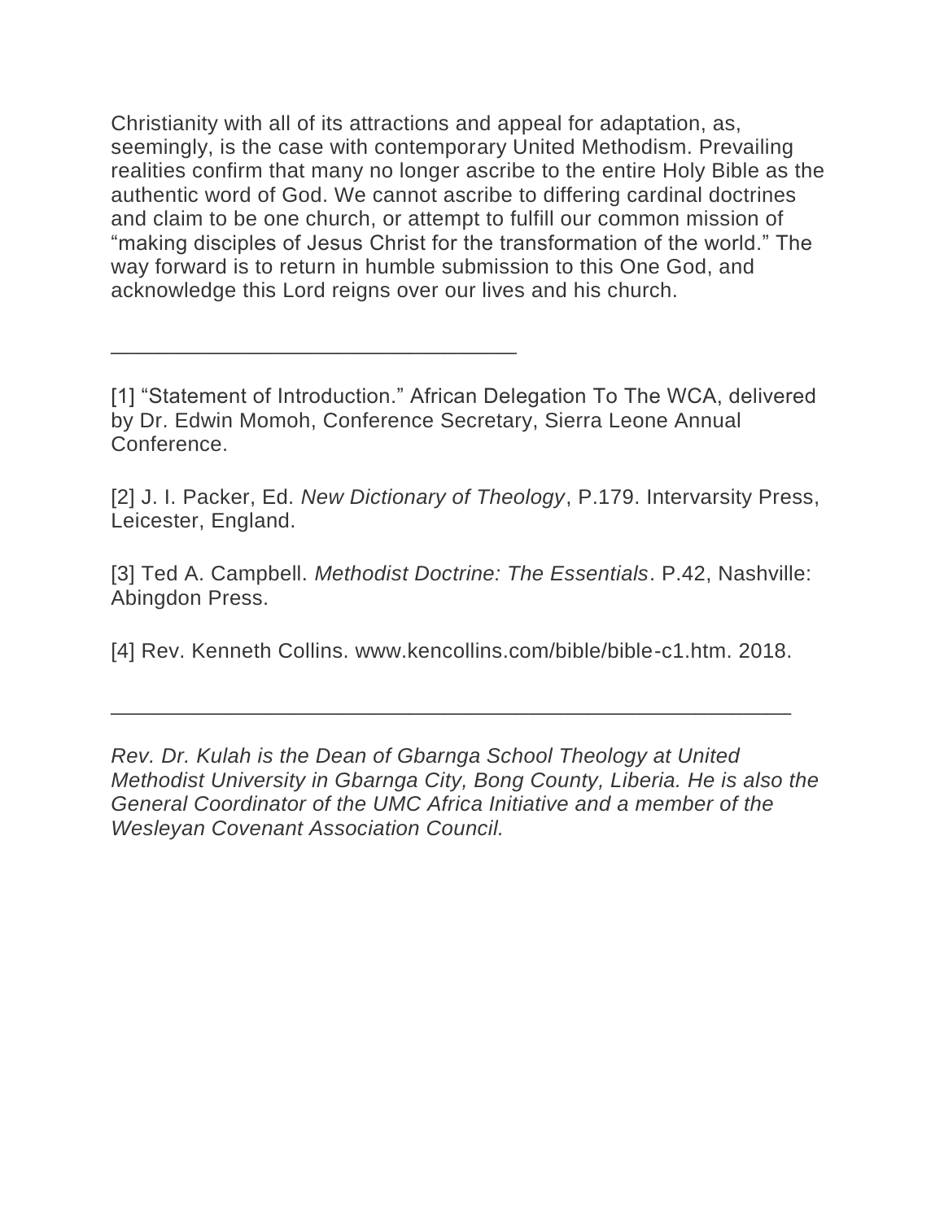Christianity with all of its attractions and appeal for adaptation, as, seemingly, is the case with contemporary United Methodism. Prevailing realities confirm that many no longer ascribe to the entire Holy Bible as the authentic word of God. We cannot ascribe to differing cardinal doctrines and claim to be one church, or attempt to fulfill our common mission of "making disciples of Jesus Christ for the transformation of the world." The way forward is to return in humble submission to this One God, and acknowledge this Lord reigns over our lives and his church.

---

[1] "Statement of Introduction." African Delegation To The WCA, delivered by Dr. Edwin Momoh, Conference Secretary, Sierra Leone Annual Conference.

[2] J. I. Packer, Ed. *New Dictionary of Theology*, P.179. Intervarsity Press, Leicester, England.

[3] Ted A. Campbell. *Methodist Doctrine: The Essentials*. P.42, Nashville: Abingdon Press.

[4] Rev. Kenneth Collins. www.kencollins.com/bible/bible-c1.htm. 2018.

---

*Rev. Dr. Kulah is the Dean of Gbarnga School Theology at United Methodist University in Gbarnga City, Bong County, Liberia. He is also the General Coordinator of the UMC Africa Initiative and a member of the Wesleyan Covenant Association Council.*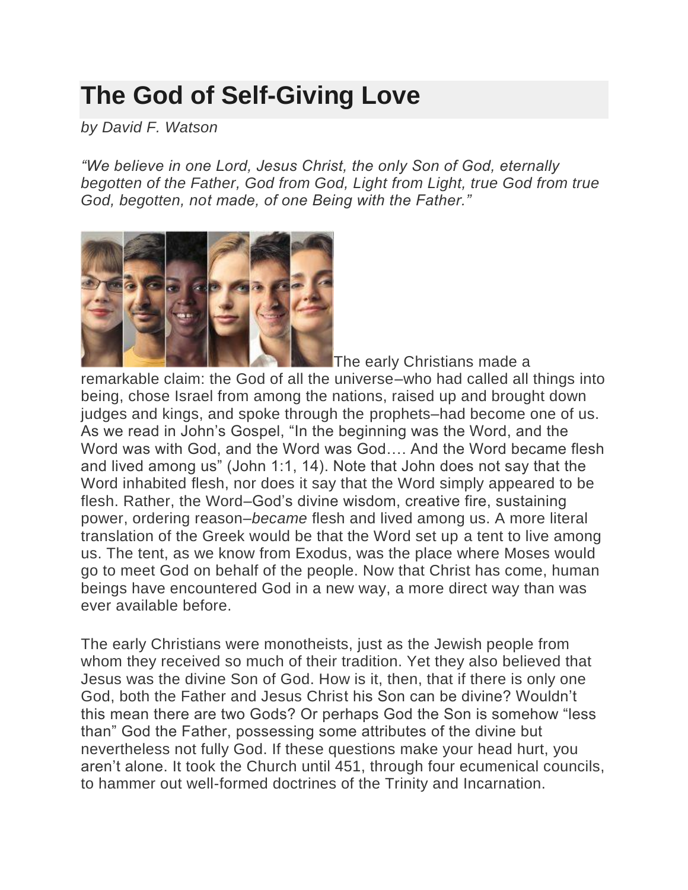# The God of Self-Giving Love

*by David F. Watson*

*"We believe in one Lord, Jesus Christ, the only Son of God, eternally begotten of the Father, God from God, Light from Light, true God from true God, begotten, not made, of one Being with the Father."*

The early Christians made a remarkable claim: the God of all the universe–who had called all things into being, chose Israel from among the nations, raised up and brought down judges and kings, and spoke through the prophets–had become one of us. As we read in John's Gospel, "In the beginning was the Word, and the Word was with God, and the Word was God…. And the Word became flesh and lived among us" (John 1:1, 14). Note that John does not say that the Word inhabited flesh, nor does it say that the Word simply appeared to be flesh. Rather, the Word–God's divine wisdom, creative fire, sustaining power, ordering reason–*became* flesh and lived among us. A more literal translation of the Greek would be that the Word set up a tent to live among us. The tent, as we know from Exodus, was the place where Moses would go to meet God on behalf of the people. Now that Christ has come, human beings have encountered God in a new way, a more direct way than was ever available before.

The early Christians were monotheists, just as the Jewish people from whom they received so much of their tradition. Yet they also believed that Jesus was the divine Son of God. How is it, then, that if there is only one God, both the Father and Jesus Christ his Son can be divine? Wouldn't this mean there are two Gods? Or perhaps God the Son is somehow "less than" God the Father, possessing some attributes of the divine but nevertheless not fully God. If these questions make your head hurt, you aren't alone. It took the Church until 451, through four ecumenical councils, to hammer out well-formed doctrines of the Trinity and Incarnation.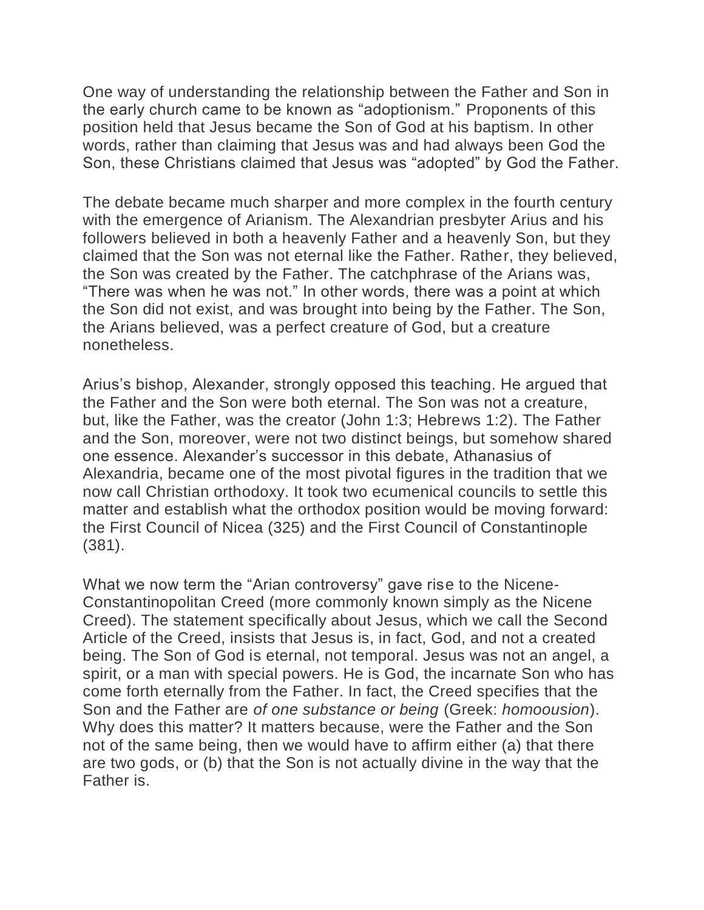One way of understanding the relationship between the Father and Son in the early church came to be known as "adoptionism." Proponents of this position held that Jesus became the Son of God at his baptism. In other words, rather than claiming that Jesus was and had always been God the Son, these Christians claimed that Jesus was "adopted" by God the Father.

The debate became much sharper and more complex in the fourth century with the emergence of Arianism. The Alexandrian presbyter Arius and his followers believed in both a heavenly Father and a heavenly Son, but they claimed that the Son was not eternal like the Father. Rather, they believed, the Son was created by the Father. The catchphrase of the Arians was, "There was when he was not." In other words, there was a point at which the Son did not exist, and was brought into being by the Father. The Son, the Arians believed, was a perfect creature of God, but a creature nonetheless.

Arius's bishop, Alexander, strongly opposed this teaching. He argued that the Father and the Son were both eternal. The Son was not a creature, but, like the Father, was the creator (John 1:3; Hebrews 1:2). The Father and the Son, moreover, were not two distinct beings, but somehow shared one essence. Alexander's successor in this debate, Athanasius of Alexandria, became one of the most pivotal figures in the tradition that we now call Christian orthodoxy. It took two ecumenical councils to settle this matter and establish what the orthodox position would be moving forward: the First Council of Nicea (325) and the First Council of Constantinople (381).

What we now term the "Arian controversy" gave rise to the Nicene-Constantinopolitan Creed (more commonly known simply as the Nicene Creed). The statement specifically about Jesus, which we call the Second Article of the Creed, insists that Jesus is, in fact, God, and not a created being. The Son of God is eternal, not temporal. Jesus was not an angel, a spirit, or a man with special powers. He is God, the incarnate Son who has come forth eternally from the Father. In fact, the Creed specifies that the Son and the Father are *of one substance or being* (Greek: *homoousion*). Why does this matter? It matters because, were the Father and the Son not of the same being, then we would have to affirm either (a) that there are two gods, or (b) that the Son is not actually divine in the way that the Father is.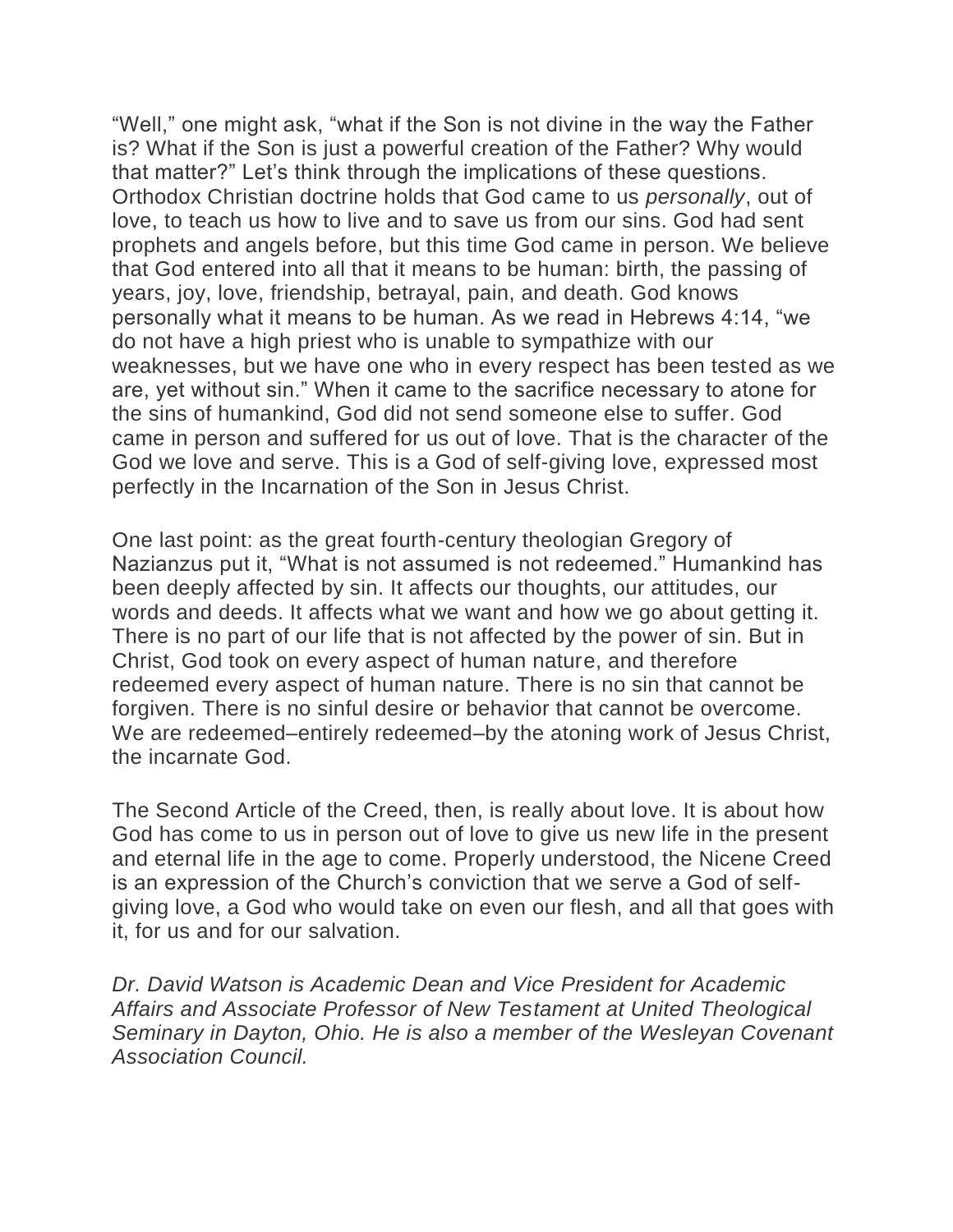"Well," one might ask, "what if the Son is not divine in the way the Father is? What if the Son is just a powerful creation of the Father? Why would that matter?" Let's think through the implications of these questions. Orthodox Christian doctrine holds that God came to us *personally*, out of love, to teach us how to live and to save us from our sins. God had sent prophets and angels before, but this time God came in person. We believe that God entered into all that it means to be human: birth, the passing of years, joy, love, friendship, betrayal, pain, and death. God knows personally what it means to be human. As we read in Hebrews 4:14, "we do not have a high priest who is unable to sympathize with our weaknesses, but we have one who in every respect has been tested as we are, yet without sin." When it came to the sacrifice necessary to atone for the sins of humankind, God did not send someone else to suffer. God came in person and suffered for us out of love. That is the character of the God we love and serve. This is a God of self-giving love, expressed most perfectly in the Incarnation of the Son in Jesus Christ.

One last point: as the great fourth-century theologian Gregory of Nazianzus put it, "What is not assumed is not redeemed." Humankind has been deeply affected by sin. It affects our thoughts, our attitudes, our words and deeds. It affects what we want and how we go about getting it. There is no part of our life that is not affected by the power of sin. But in Christ, God took on every aspect of human nature, and therefore redeemed every aspect of human nature. There is no sin that cannot be forgiven. There is no sinful desire or behavior that cannot be overcome. We are redeemed–entirely redeemed–by the atoning work of Jesus Christ, the incarnate God.

The Second Article of the Creed, then, is really about love. It is about how God has come to us in person out of love to give us new life in the present and eternal life in the age to come. Properly understood, the Nicene Creed is an expression of the Church's conviction that we serve a God of self-giving love, a God who would take on even our flesh, and all that goes with it, for us and for our salvation.

*Dr. David Watson is Academic Dean and Vice President for Academic Affairs and Associate Professor of New Testament at United Theological Seminary in Dayton, Ohio. He is also a member of the Wesleyan Covenant Association Council.*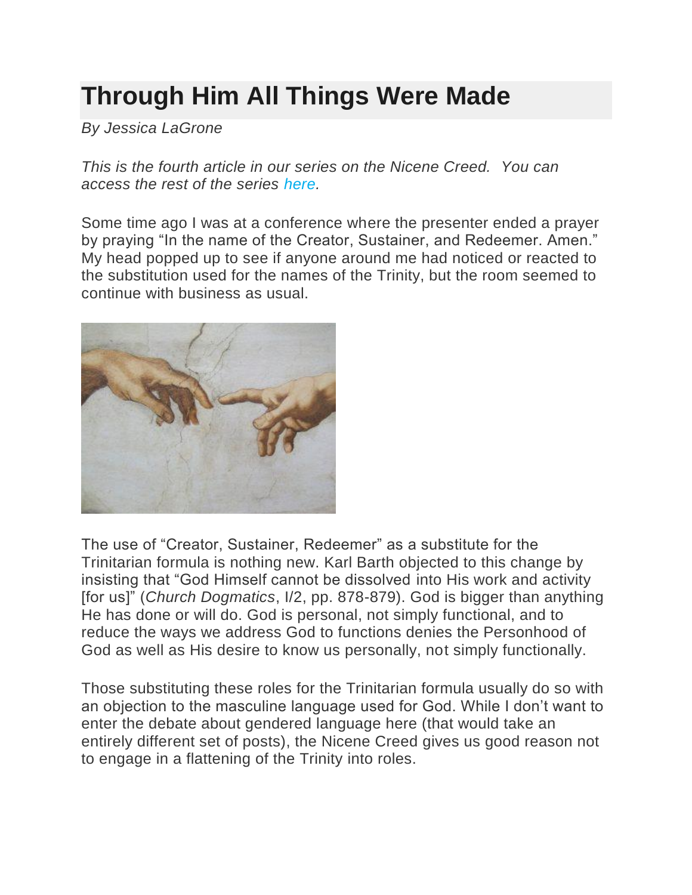# Through Him All Things Were Made

*By Jessica LaGrone*

*This is the fourth article in our series on the Nicene Creed. You can access the rest of the series here.*

Some time ago I was at a conference where the presenter ended a prayer by praying "In the name of the Creator, Sustainer, and Redeemer. Amen." My head popped up to see if anyone around me had noticed or reacted to the substitution used for the names of the Trinity, but the room seemed to continue with business as usual.

The use of "Creator, Sustainer, Redeemer" as a substitute for the Trinitarian formula is nothing new. Karl Barth objected to this change by insisting that "God Himself cannot be dissolved into His work and activity [for us]" (*Church Dogmatics*, I/2, pp. 878-879). God is bigger than anything He has done or will do. God is personal, not simply functional, and to reduce the ways we address God to functions denies the Personhood of God as well as His desire to know us personally, not simply functionally.

Those substituting these roles for the Trinitarian formula usually do so with an objection to the masculine language used for God. While I don't want to enter the debate about gendered language here (that would take an entirely different set of posts), the Nicene Creed gives us good reason not to engage in a flattening of the Trinity into roles.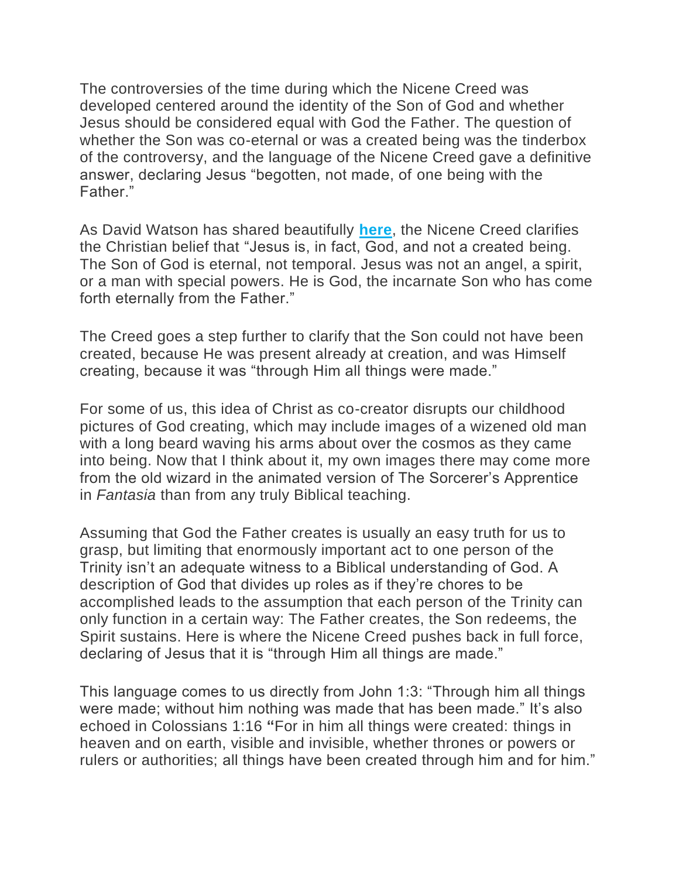The controversies of the time during which the Nicene Creed was developed centered around the identity of the Son of God and whether Jesus should be considered equal with God the Father. The question of whether the Son was co-eternal or was a created being was the tinderbox of the controversy, and the language of the Nicene Creed gave a definitive answer, declaring Jesus "begotten, not made, of one being with the Father."

As David Watson has shared beautifully **here**, the Nicene Creed clarifies the Christian belief that "Jesus is, in fact, God, and not a created being. The Son of God is eternal, not temporal. Jesus was not an angel, a spirit, or a man with special powers. He is God, the incarnate Son who has come forth eternally from the Father."

The Creed goes a step further to clarify that the Son could not have been created, because He was present already at creation, and was Himself creating, because it was "through Him all things were made."

For some of us, this idea of Christ as co-creator disrupts our childhood pictures of God creating, which may include images of a wizened old man with a long beard waving his arms about over the cosmos as they came into being. Now that I think about it, my own images there may come more from the old wizard in the animated version of The Sorcerer's Apprentice in *Fantasia* than from any truly Biblical teaching.

Assuming that God the Father creates is usually an easy truth for us to grasp, but limiting that enormously important act to one person of the Trinity isn't an adequate witness to a Biblical understanding of God. A description of God that divides up roles as if they're chores to be accomplished leads to the assumption that each person of the Trinity can only function in a certain way: The Father creates, the Son redeems, the Spirit sustains. Here is where the Nicene Creed pushes back in full force, declaring of Jesus that it is "through Him all things are made."

This language comes to us directly from John 1:3: "Through him all things were made; without him nothing was made that has been made." It's also echoed in Colossians 1:16 **"**For in him all things were created: things in heaven and on earth, visible and invisible, whether thrones or powers or rulers or authorities; all things have been created through him and for him."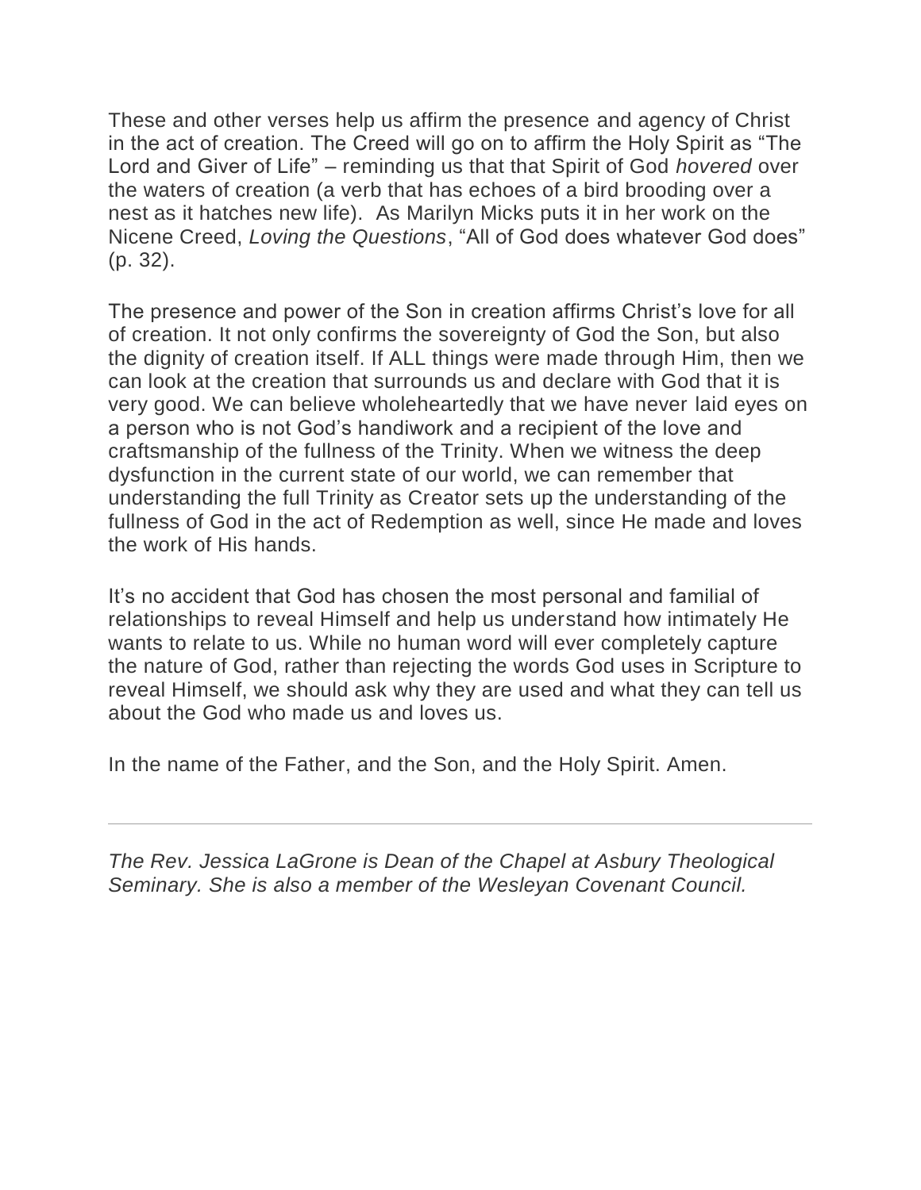These and other verses help us affirm the presence and agency of Christ in the act of creation. The Creed will go on to affirm the Holy Spirit as "The Lord and Giver of Life" – reminding us that that Spirit of God *hovered* over the waters of creation (a verb that has echoes of a bird brooding over a nest as it hatches new life). As Marilyn Micks puts it in her work on the Nicene Creed, *Loving the Questions*, "All of God does whatever God does" (p. 32).

The presence and power of the Son in creation affirms Christ's love for all of creation. It not only confirms the sovereignty of God the Son, but also the dignity of creation itself. If ALL things were made through Him, then we can look at the creation that surrounds us and declare with God that it is very good. We can believe wholeheartedly that we have never laid eyes on a person who is not God's handiwork and a recipient of the love and craftsmanship of the fullness of the Trinity. When we witness the deep dysfunction in the current state of our world, we can remember that understanding the full Trinity as Creator sets up the understanding of the fullness of God in the act of Redemption as well, since He made and loves the work of His hands.

It's no accident that God has chosen the most personal and familial of relationships to reveal Himself and help us understand how intimately He wants to relate to us. While no human word will ever completely capture the nature of God, rather than rejecting the words God uses in Scripture to reveal Himself, we should ask why they are used and what they can tell us about the God who made us and loves us.

In the name of the Father, and the Son, and the Holy Spirit. Amen.

---

*The Rev. Jessica LaGrone is Dean of the Chapel at Asbury Theological Seminary. She is also a member of the Wesleyan Covenant Council.*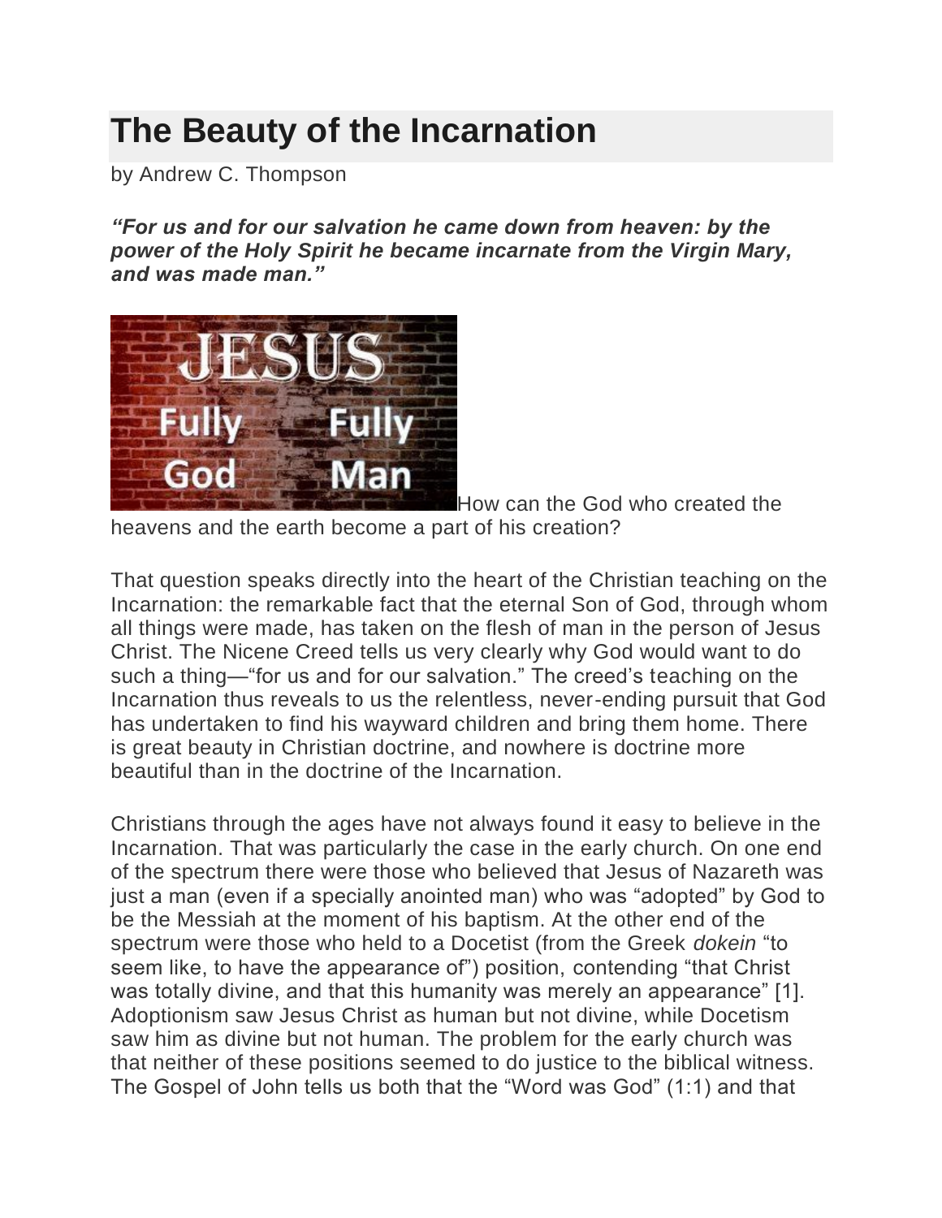# The Beauty of the Incarnation

by Andrew C. Thompson

***"For us and for our salvation he came down from heaven: by the power of the Holy Spirit he became incarnate from the Virgin Mary, and was made man."***

How can the God who created the heavens and the earth become a part of his creation?

That question speaks directly into the heart of the Christian teaching on the Incarnation: the remarkable fact that the eternal Son of God, through whom all things were made, has taken on the flesh of man in the person of Jesus Christ. The Nicene Creed tells us very clearly why God would want to do such a thing—"for us and for our salvation." The creed's teaching on the Incarnation thus reveals to us the relentless, never-ending pursuit that God has undertaken to find his wayward children and bring them home. There is great beauty in Christian doctrine, and nowhere is doctrine more beautiful than in the doctrine of the Incarnation.

Christians through the ages have not always found it easy to believe in the Incarnation. That was particularly the case in the early church. On one end of the spectrum there were those who believed that Jesus of Nazareth was just a man (even if a specially anointed man) who was "adopted" by God to be the Messiah at the moment of his baptism. At the other end of the spectrum were those who held to a Docetist (from the Greek *dokein* "to seem like, to have the appearance of") position, contending "that Christ was totally divine, and that this humanity was merely an appearance" [1]. Adoptionism saw Jesus Christ as human but not divine, while Docetism saw him as divine but not human. The problem for the early church was that neither of these positions seemed to do justice to the biblical witness. The Gospel of John tells us both that the "Word was God" (1:1) and that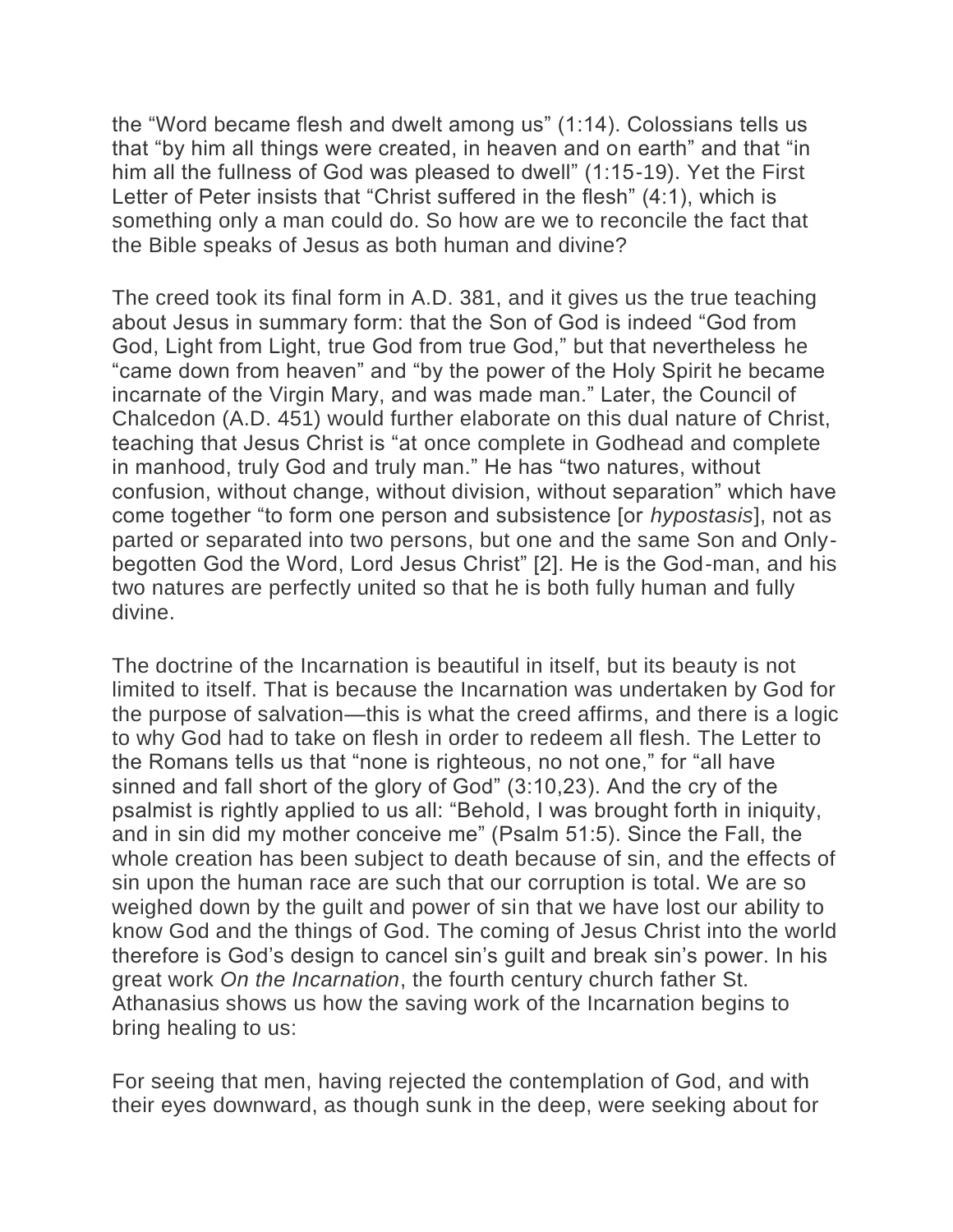the "Word became flesh and dwelt among us" (1:14). Colossians tells us that "by him all things were created, in heaven and on earth" and that "in him all the fullness of God was pleased to dwell" (1:15-19). Yet the First Letter of Peter insists that "Christ suffered in the flesh" (4:1), which is something only a man could do. So how are we to reconcile the fact that the Bible speaks of Jesus as both human and divine?

The creed took its final form in A.D. 381, and it gives us the true teaching about Jesus in summary form: that the Son of God is indeed "God from God, Light from Light, true God from true God," but that nevertheless he "came down from heaven" and "by the power of the Holy Spirit he became incarnate of the Virgin Mary, and was made man." Later, the Council of Chalcedon (A.D. 451) would further elaborate on this dual nature of Christ, teaching that Jesus Christ is "at once complete in Godhead and complete in manhood, truly God and truly man." He has "two natures, without confusion, without change, without division, without separation" which have come together "to form one person and subsistence [or *hypostasis*], not as parted or separated into two persons, but one and the same Son and Only-begotten God the Word, Lord Jesus Christ" [2]. He is the God-man, and his two natures are perfectly united so that he is both fully human and fully divine.

The doctrine of the Incarnation is beautiful in itself, but its beauty is not limited to itself. That is because the Incarnation was undertaken by God for the purpose of salvation—this is what the creed affirms, and there is a logic to why God had to take on flesh in order to redeem all flesh. The Letter to the Romans tells us that "none is righteous, no not one," for "all have sinned and fall short of the glory of God" (3:10,23). And the cry of the psalmist is rightly applied to us all: "Behold, I was brought forth in iniquity, and in sin did my mother conceive me" (Psalm 51:5). Since the Fall, the whole creation has been subject to death because of sin, and the effects of sin upon the human race are such that our corruption is total. We are so weighed down by the guilt and power of sin that we have lost our ability to know God and the things of God. The coming of Jesus Christ into the world therefore is God's design to cancel sin's guilt and break sin's power. In his great work *On the Incarnation*, the fourth century church father St. Athanasius shows us how the saving work of the Incarnation begins to bring healing to us:

For seeing that men, having rejected the contemplation of God, and with their eyes downward, as though sunk in the deep, were seeking about for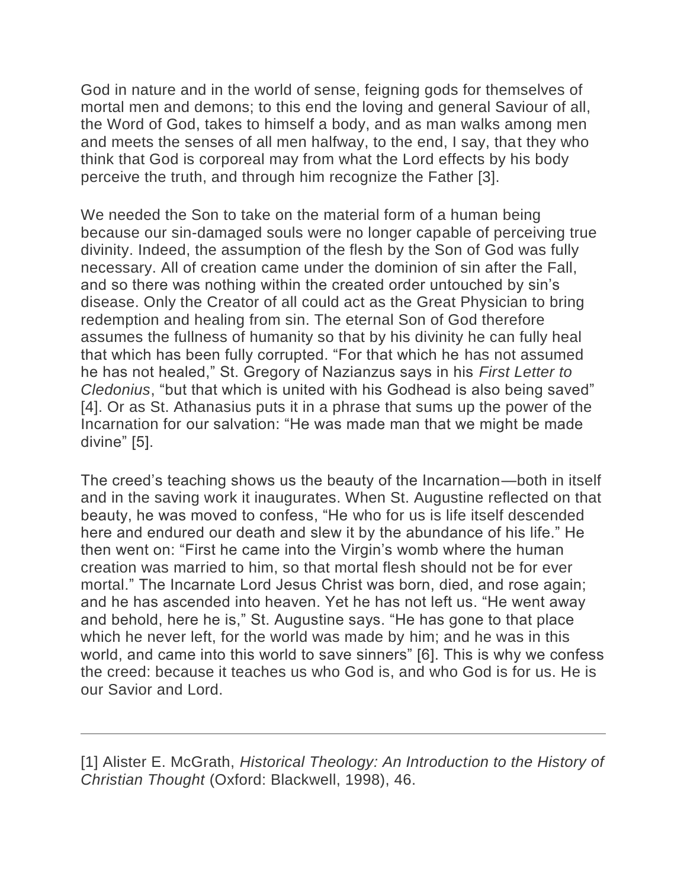God in nature and in the world of sense, feigning gods for themselves of mortal men and demons; to this end the loving and general Saviour of all, the Word of God, takes to himself a body, and as man walks among men and meets the senses of all men halfway, to the end, I say, that they who think that God is corporeal may from what the Lord effects by his body perceive the truth, and through him recognize the Father [3].

We needed the Son to take on the material form of a human being because our sin-damaged souls were no longer capable of perceiving true divinity. Indeed, the assumption of the flesh by the Son of God was fully necessary. All of creation came under the dominion of sin after the Fall, and so there was nothing within the created order untouched by sin's disease. Only the Creator of all could act as the Great Physician to bring redemption and healing from sin. The eternal Son of God therefore assumes the fullness of humanity so that by his divinity he can fully heal that which has been fully corrupted. "For that which he has not assumed he has not healed," St. Gregory of Nazianzus says in his *First Letter to Cledonius*, "but that which is united with his Godhead is also being saved" [4]. Or as St. Athanasius puts it in a phrase that sums up the power of the Incarnation for our salvation: "He was made man that we might be made divine" [5].

The creed's teaching shows us the beauty of the Incarnation—both in itself and in the saving work it inaugurates. When St. Augustine reflected on that beauty, he was moved to confess, "He who for us is life itself descended here and endured our death and slew it by the abundance of his life." He then went on: "First he came into the Virgin's womb where the human creation was married to him, so that mortal flesh should not be for ever mortal." The Incarnate Lord Jesus Christ was born, died, and rose again; and he has ascended into heaven. Yet he has not left us. "He went away and behold, here he is," St. Augustine says. "He has gone to that place which he never left, for the world was made by him; and he was in this world, and came into this world to save sinners" [6]. This is why we confess the creed: because it teaches us who God is, and who God is for us. He is our Savior and Lord.

---

[1] Alister E. McGrath, *Historical Theology: An Introduction to the History of Christian Thought* (Oxford: Blackwell, 1998), 46.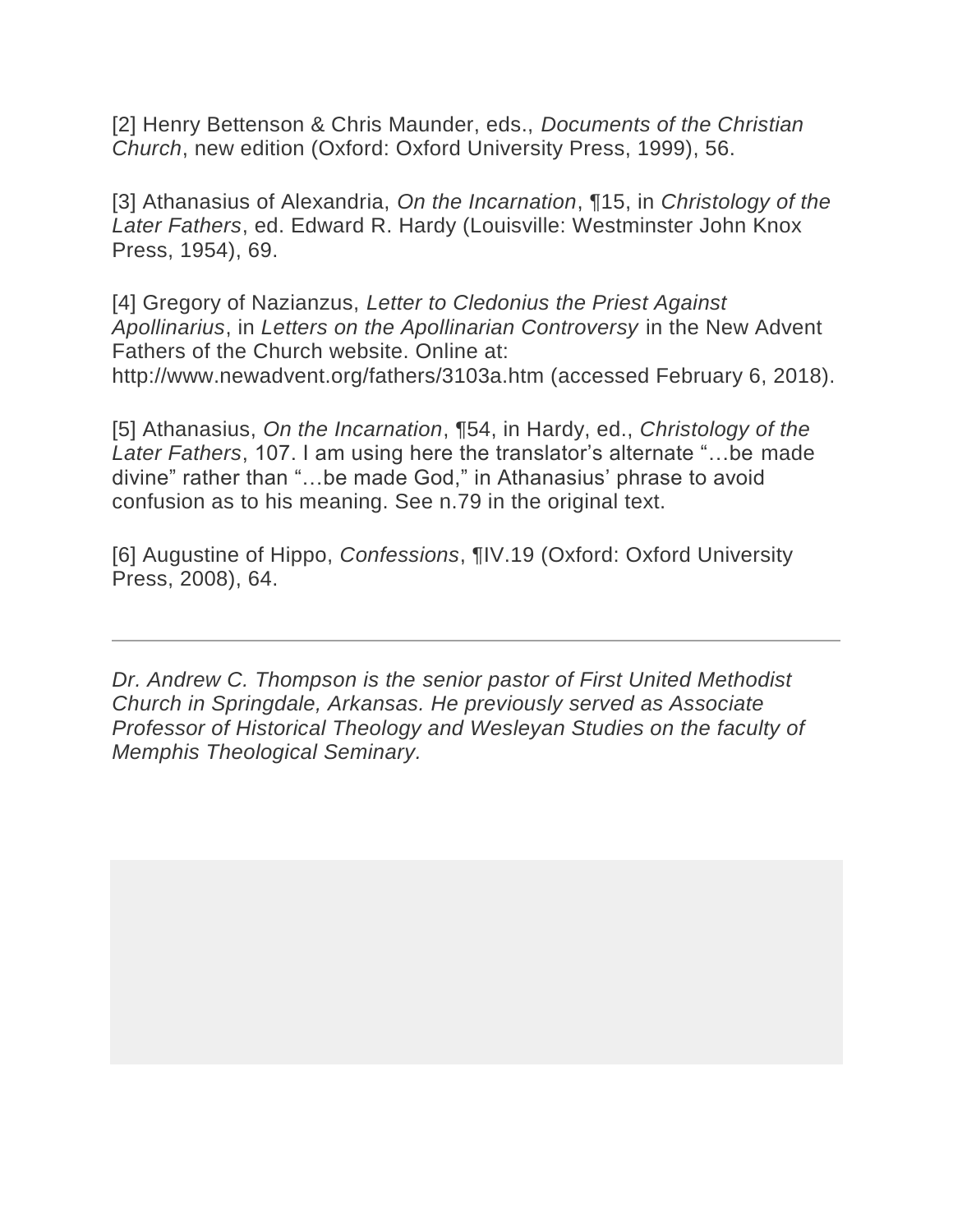[2] Henry Bettenson & Chris Maunder, eds., *Documents of the Christian Church*, new edition (Oxford: Oxford University Press, 1999), 56.

[3] Athanasius of Alexandria, *On the Incarnation*, ¶15, in *Christology of the Later Fathers*, ed. Edward R. Hardy (Louisville: Westminster John Knox Press, 1954), 69.

[4] Gregory of Nazianzus, *Letter to Cledonius the Priest Against Apollinarius*, in *Letters on the Apollinarian Controversy* in the New Advent Fathers of the Church website. Online at: http://www.newadvent.org/fathers/3103a.htm (accessed February 6, 2018).

[5] Athanasius, *On the Incarnation*, ¶54, in Hardy, ed., *Christology of the Later Fathers*, 107. I am using here the translator's alternate "…be made divine" rather than "…be made God," in Athanasius' phrase to avoid confusion as to his meaning. See n.79 in the original text.

[6] Augustine of Hippo, *Confessions*, ¶IV.19 (Oxford: Oxford University Press, 2008), 64.

---

*Dr. Andrew C. Thompson is the senior pastor of First United Methodist Church in Springdale, Arkansas. He previously served as Associate Professor of Historical Theology and Wesleyan Studies on the faculty of Memphis Theological Seminary.*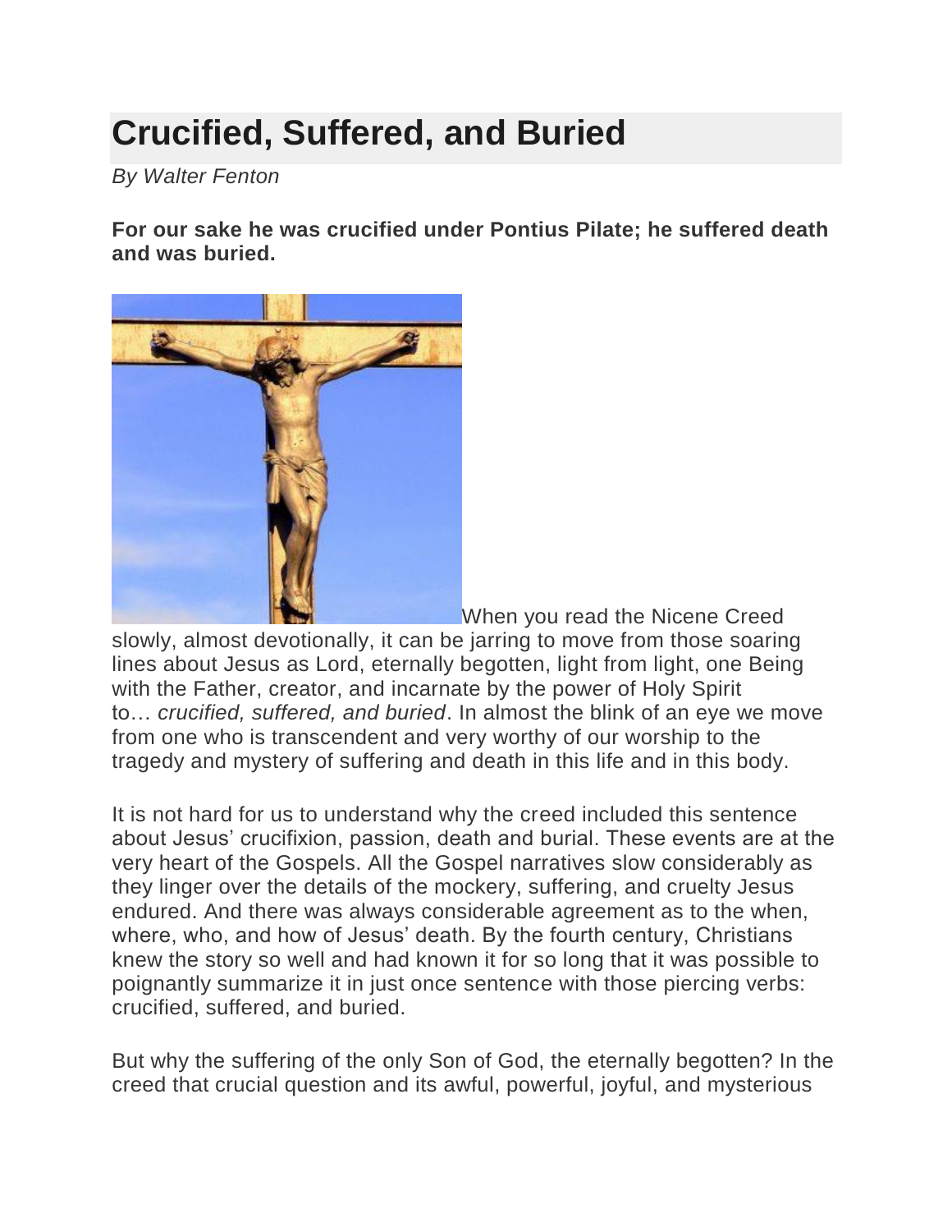# Crucified, Suffered, and Buried

*By Walter Fenton*

**For our sake he was crucified under Pontius Pilate; he suffered death and was buried.**

When you read the Nicene Creed slowly, almost devotionally, it can be jarring to move from those soaring lines about Jesus as Lord, eternally begotten, light from light, one Being with the Father, creator, and incarnate by the power of Holy Spirit to… *crucified, suffered, and buried*. In almost the blink of an eye we move from one who is transcendent and very worthy of our worship to the tragedy and mystery of suffering and death in this life and in this body.

It is not hard for us to understand why the creed included this sentence about Jesus' crucifixion, passion, death and burial. These events are at the very heart of the Gospels. All the Gospel narratives slow considerably as they linger over the details of the mockery, suffering, and cruelty Jesus endured. And there was always considerable agreement as to the when, where, who, and how of Jesus' death. By the fourth century, Christians knew the story so well and had known it for so long that it was possible to poignantly summarize it in just once sentence with those piercing verbs: crucified, suffered, and buried.

But why the suffering of the only Son of God, the eternally begotten? In the creed that crucial question and its awful, powerful, joyful, and mysterious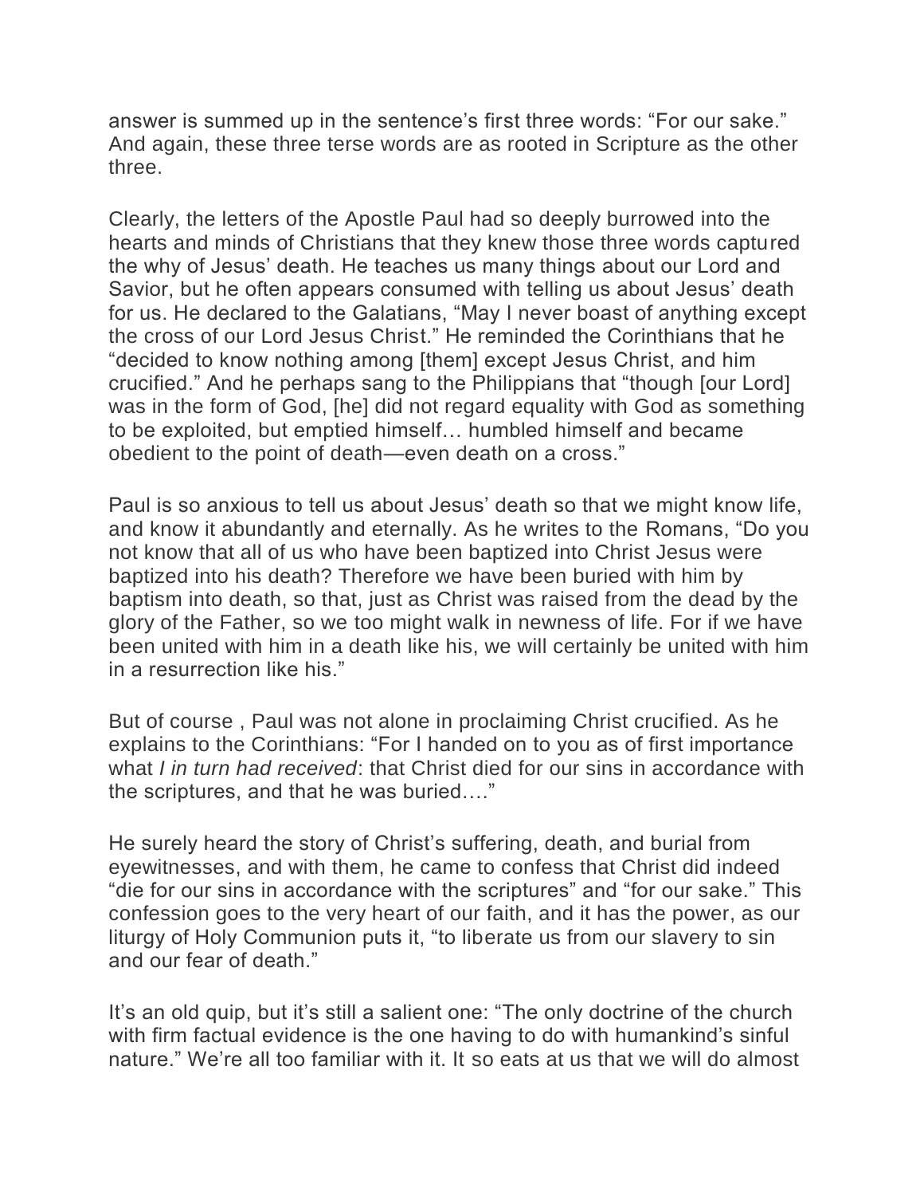answer is summed up in the sentence's first three words: "For our sake." And again, these three terse words are as rooted in Scripture as the other three.

Clearly, the letters of the Apostle Paul had so deeply burrowed into the hearts and minds of Christians that they knew those three words captured the why of Jesus' death. He teaches us many things about our Lord and Savior, but he often appears consumed with telling us about Jesus' death for us. He declared to the Galatians, "May I never boast of anything except the cross of our Lord Jesus Christ." He reminded the Corinthians that he "decided to know nothing among [them] except Jesus Christ, and him crucified." And he perhaps sang to the Philippians that "though [our Lord] was in the form of God, [he] did not regard equality with God as something to be exploited, but emptied himself… humbled himself and became obedient to the point of death—even death on a cross."

Paul is so anxious to tell us about Jesus' death so that we might know life, and know it abundantly and eternally. As he writes to the Romans, "Do you not know that all of us who have been baptized into Christ Jesus were baptized into his death? Therefore we have been buried with him by baptism into death, so that, just as Christ was raised from the dead by the glory of the Father, so we too might walk in newness of life. For if we have been united with him in a death like his, we will certainly be united with him in a resurrection like his."

But of course , Paul was not alone in proclaiming Christ crucified. As he explains to the Corinthians: "For I handed on to you as of first importance what *I in turn had received*: that Christ died for our sins in accordance with the scriptures, and that he was buried…."

He surely heard the story of Christ's suffering, death, and burial from eyewitnesses, and with them, he came to confess that Christ did indeed "die for our sins in accordance with the scriptures" and "for our sake." This confession goes to the very heart of our faith, and it has the power, as our liturgy of Holy Communion puts it, "to liberate us from our slavery to sin and our fear of death."

It's an old quip, but it's still a salient one: "The only doctrine of the church with firm factual evidence is the one having to do with humankind's sinful nature." We're all too familiar with it. It so eats at us that we will do almost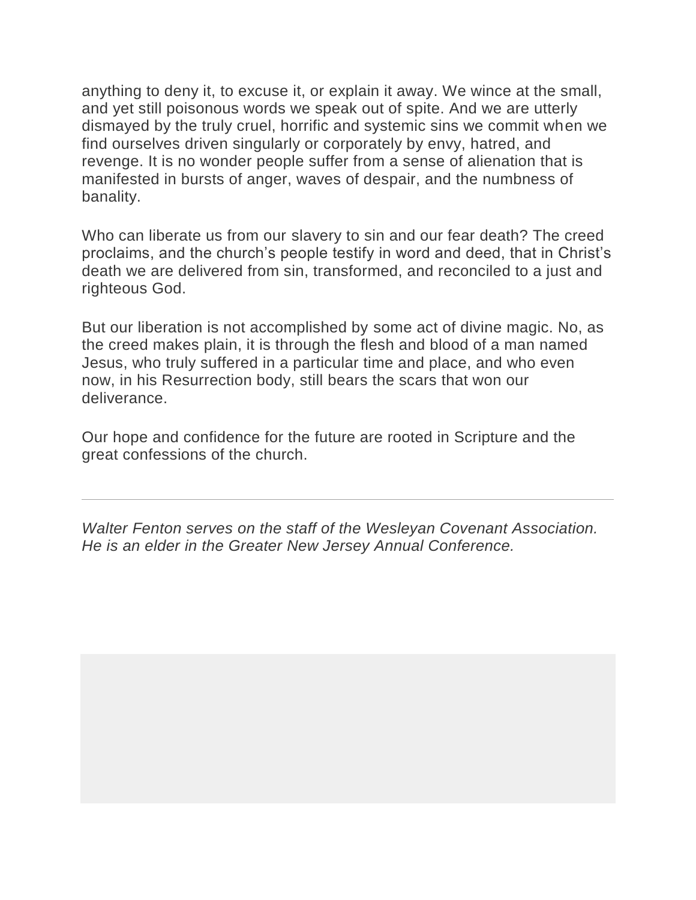anything to deny it, to excuse it, or explain it away. We wince at the small, and yet still poisonous words we speak out of spite. And we are utterly dismayed by the truly cruel, horrific and systemic sins we commit when we find ourselves driven singularly or corporately by envy, hatred, and revenge. It is no wonder people suffer from a sense of alienation that is manifested in bursts of anger, waves of despair, and the numbness of banality.

Who can liberate us from our slavery to sin and our fear death? The creed proclaims, and the church's people testify in word and deed, that in Christ's death we are delivered from sin, transformed, and reconciled to a just and righteous God.

But our liberation is not accomplished by some act of divine magic. No, as the creed makes plain, it is through the flesh and blood of a man named Jesus, who truly suffered in a particular time and place, and who even now, in his Resurrection body, still bears the scars that won our deliverance.

Our hope and confidence for the future are rooted in Scripture and the great confessions of the church.

---

*Walter Fenton serves on the staff of the Wesleyan Covenant Association. He is an elder in the Greater New Jersey Annual Conference.*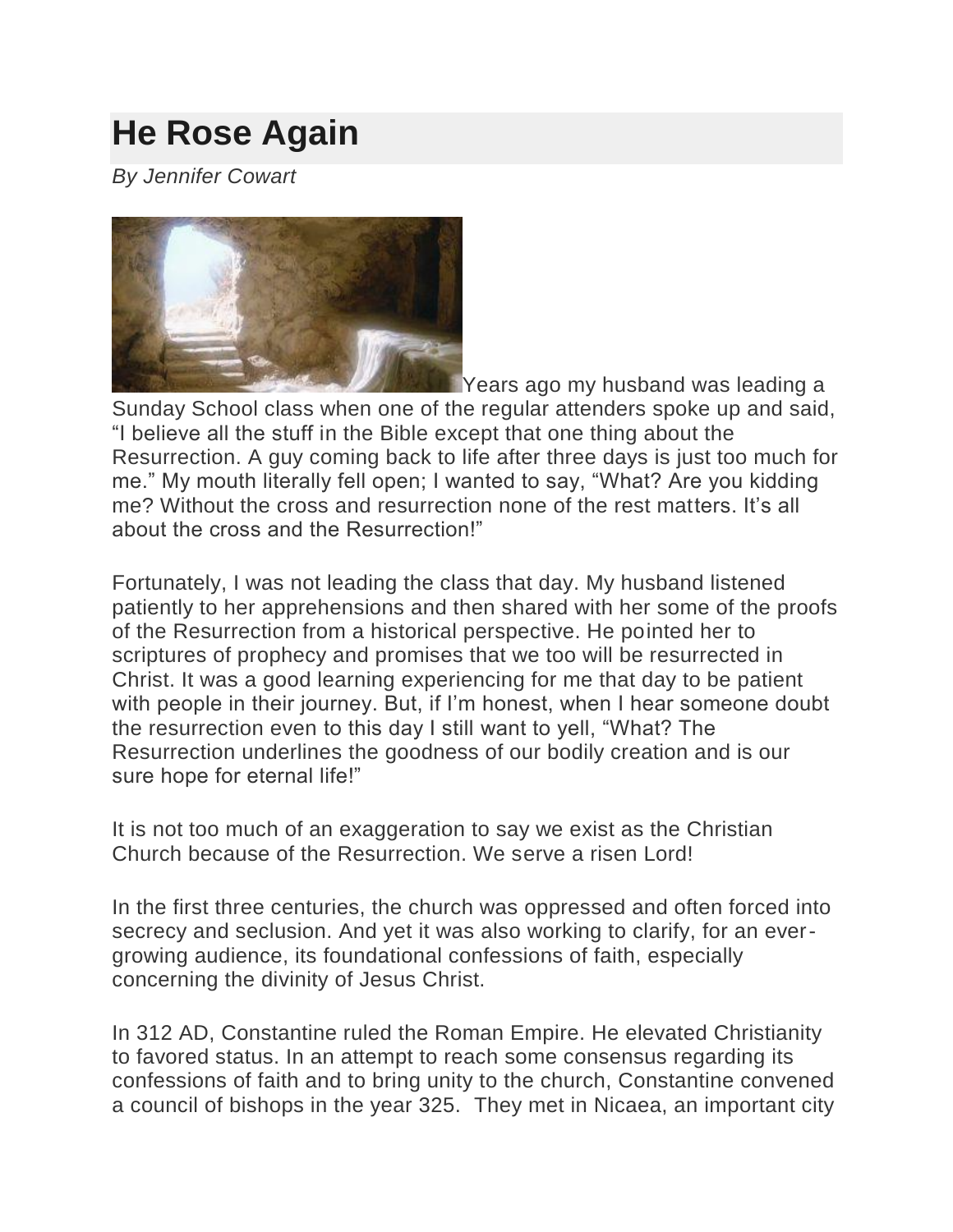# He Rose Again

*By Jennifer Cowart*

Years ago my husband was leading a Sunday School class when one of the regular attenders spoke up and said, "I believe all the stuff in the Bible except that one thing about the Resurrection. A guy coming back to life after three days is just too much for me." My mouth literally fell open; I wanted to say, "What? Are you kidding me? Without the cross and resurrection none of the rest matters. It's all about the cross and the Resurrection!"

Fortunately, I was not leading the class that day. My husband listened patiently to her apprehensions and then shared with her some of the proofs of the Resurrection from a historical perspective. He pointed her to scriptures of prophecy and promises that we too will be resurrected in Christ. It was a good learning experiencing for me that day to be patient with people in their journey. But, if I'm honest, when I hear someone doubt the resurrection even to this day I still want to yell, "What? The Resurrection underlines the goodness of our bodily creation and is our sure hope for eternal life!"

It is not too much of an exaggeration to say we exist as the Christian Church because of the Resurrection. We serve a risen Lord!

In the first three centuries, the church was oppressed and often forced into secrecy and seclusion. And yet it was also working to clarify, for an ever-growing audience, its foundational confessions of faith, especially concerning the divinity of Jesus Christ.

In 312 AD, Constantine ruled the Roman Empire. He elevated Christianity to favored status. In an attempt to reach some consensus regarding its confessions of faith and to bring unity to the church, Constantine convened a council of bishops in the year 325. They met in Nicaea, an important city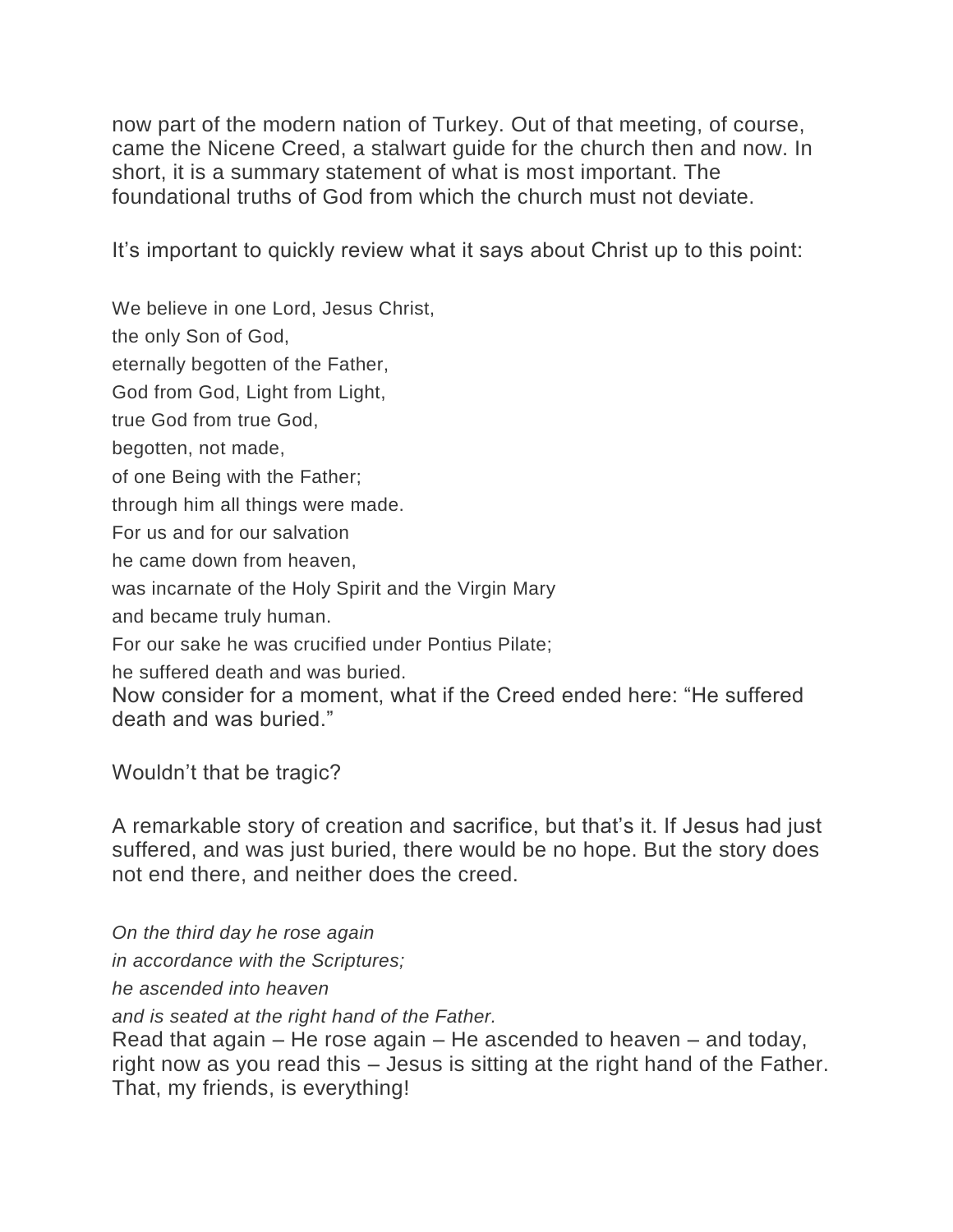now part of the modern nation of Turkey. Out of that meeting, of course, came the Nicene Creed, a stalwart guide for the church then and now. In short, it is a summary statement of what is most important. The foundational truths of God from which the church must not deviate.

It's important to quickly review what it says about Christ up to this point:

We believe in one Lord, Jesus Christ,  
the only Son of God,  
eternally begotten of the Father,  
God from God, Light from Light,  
true God from true God,  
begotten, not made,  
of one Being with the Father;  
through him all things were made.  
For us and for our salvation  
he came down from heaven,  
was incarnate of the Holy Spirit and the Virgin Mary  
and became truly human.  
For our sake he was crucified under Pontius Pilate;  
he suffered death and was buried.

Now consider for a moment, what if the Creed ended here: "He suffered death and was buried."

Wouldn't that be tragic?

A remarkable story of creation and sacrifice, but that's it. If Jesus had just suffered, and was just buried, there would be no hope. But the story does not end there, and neither does the creed.

*On the third day he rose again*  
*in accordance with the Scriptures;*  
*he ascended into heaven*  
*and is seated at the right hand of the Father.*

Read that again – He rose again – He ascended to heaven – and today, right now as you read this – Jesus is sitting at the right hand of the Father. That, my friends, is everything!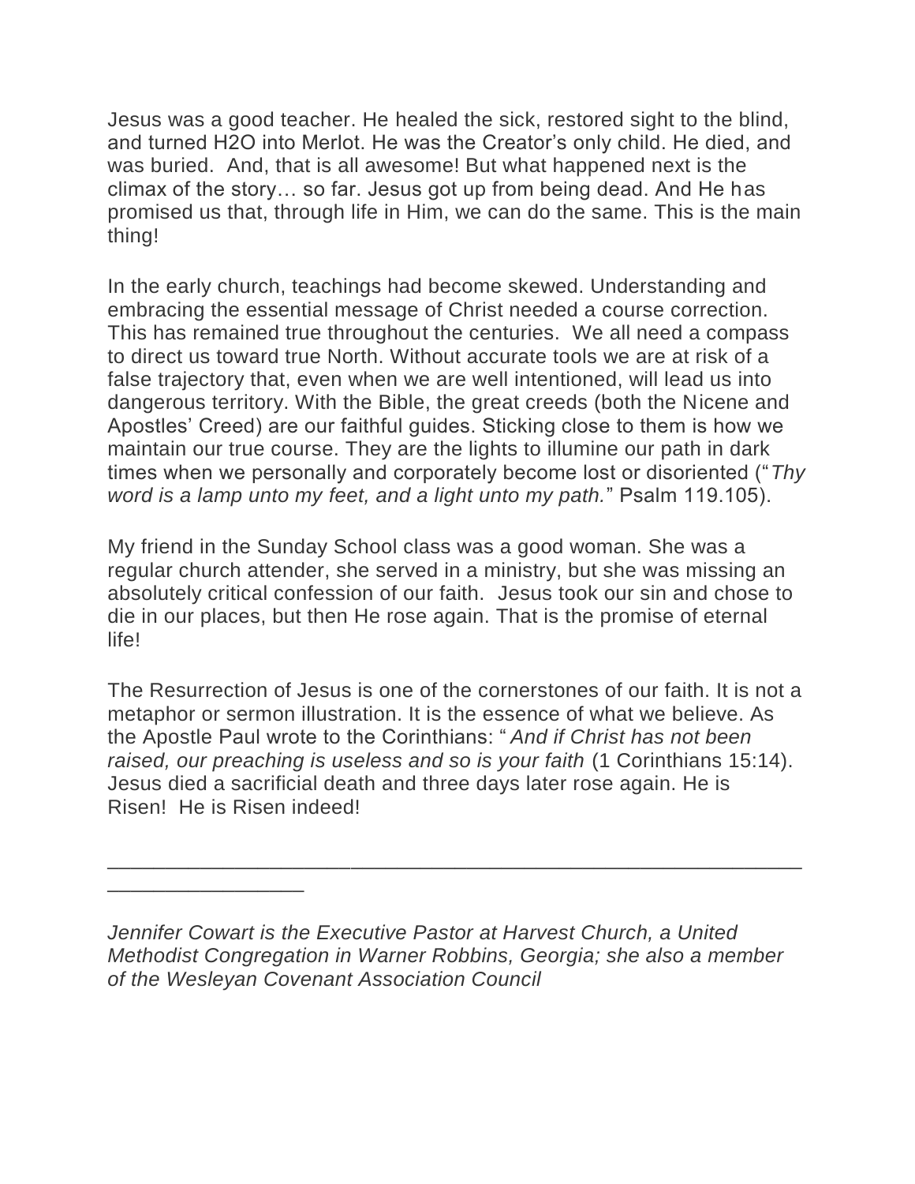Jesus was a good teacher. He healed the sick, restored sight to the blind, and turned $H_2O$ into Merlot. He was the Creator's only child. He died, and was buried. And, that is all awesome! But what happened next is the climax of the story… so far. Jesus got up from being dead. And He has promised us that, through life in Him, we can do the same. This is the main thing!

In the early church, teachings had become skewed. Understanding and embracing the essential message of Christ needed a course correction. This has remained true throughout the centuries. We all need a compass to direct us toward true North. Without accurate tools we are at risk of a false trajectory that, even when we are well intentioned, will lead us into dangerous territory. With the Bible, the great creeds (both the Nicene and Apostles' Creed) are our faithful guides. Sticking close to them is how we maintain our true course. They are the lights to illumine our path in dark times when we personally and corporately become lost or disoriented ("*Thy word is a lamp unto my feet, and a light unto my path.*" Psalm 119.105).

My friend in the Sunday School class was a good woman. She was a regular church attender, she served in a ministry, but she was missing an absolutely critical confession of our faith. Jesus took our sin and chose to die in our places, but then He rose again. That is the promise of eternal life!

The Resurrection of Jesus is one of the cornerstones of our faith. It is not a metaphor or sermon illustration. It is the essence of what we believe. As the Apostle Paul wrote to the Corinthians: "*And if Christ has not been raised, our preaching is useless and so is your faith* (1 Corinthians 15:14). Jesus died a sacrificial death and three days later rose again. He is Risen! He is Risen indeed!

---

*Jennifer Cowart is the Executive Pastor at Harvest Church, a United Methodist Congregation in Warner Robbins, Georgia; she also a member of the Wesleyan Covenant Association Council*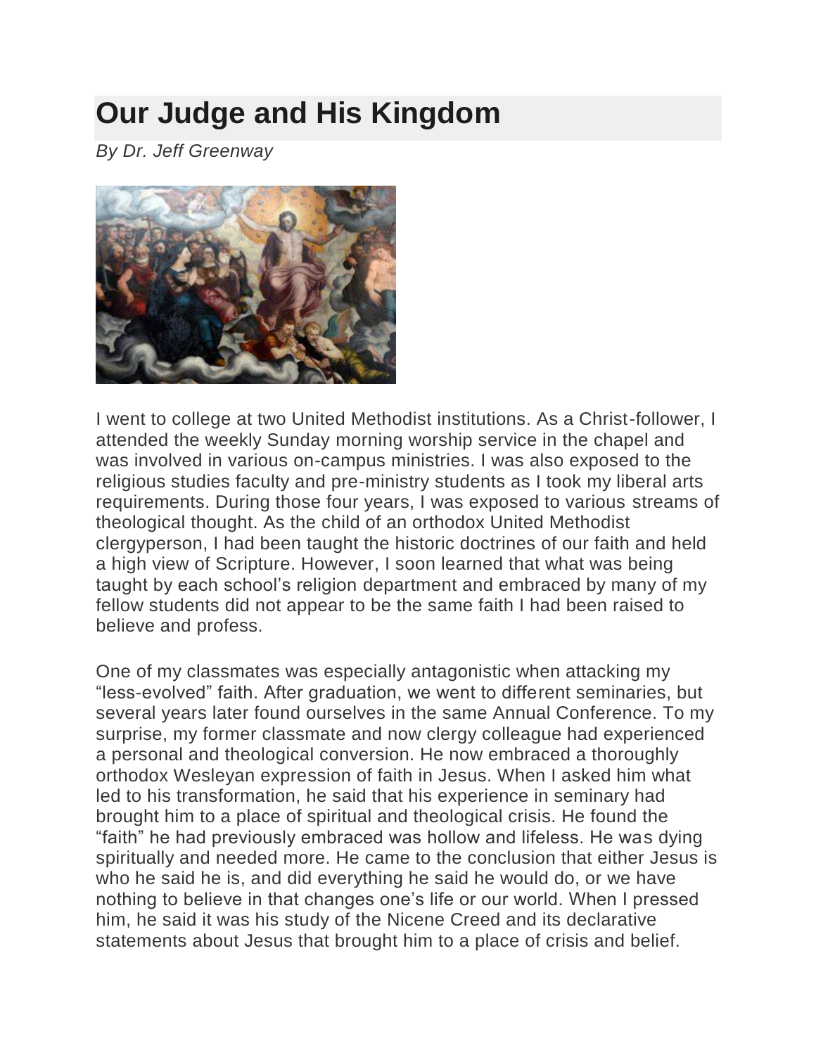# Our Judge and His Kingdom

*By Dr. Jeff Greenway*

I went to college at two United Methodist institutions. As a Christ-follower, I attended the weekly Sunday morning worship service in the chapel and was involved in various on-campus ministries. I was also exposed to the religious studies faculty and pre-ministry students as I took my liberal arts requirements. During those four years, I was exposed to various streams of theological thought. As the child of an orthodox United Methodist clergyperson, I had been taught the historic doctrines of our faith and held a high view of Scripture. However, I soon learned that what was being taught by each school's religion department and embraced by many of my fellow students did not appear to be the same faith I had been raised to believe and profess.

One of my classmates was especially antagonistic when attacking my "less-evolved" faith. After graduation, we went to different seminaries, but several years later found ourselves in the same Annual Conference. To my surprise, my former classmate and now clergy colleague had experienced a personal and theological conversion. He now embraced a thoroughly orthodox Wesleyan expression of faith in Jesus. When I asked him what led to his transformation, he said that his experience in seminary had brought him to a place of spiritual and theological crisis. He found the "faith" he had previously embraced was hollow and lifeless. He was dying spiritually and needed more. He came to the conclusion that either Jesus is who he said he is, and did everything he said he would do, or we have nothing to believe in that changes one's life or our world. When I pressed him, he said it was his study of the Nicene Creed and its declarative statements about Jesus that brought him to a place of crisis and belief.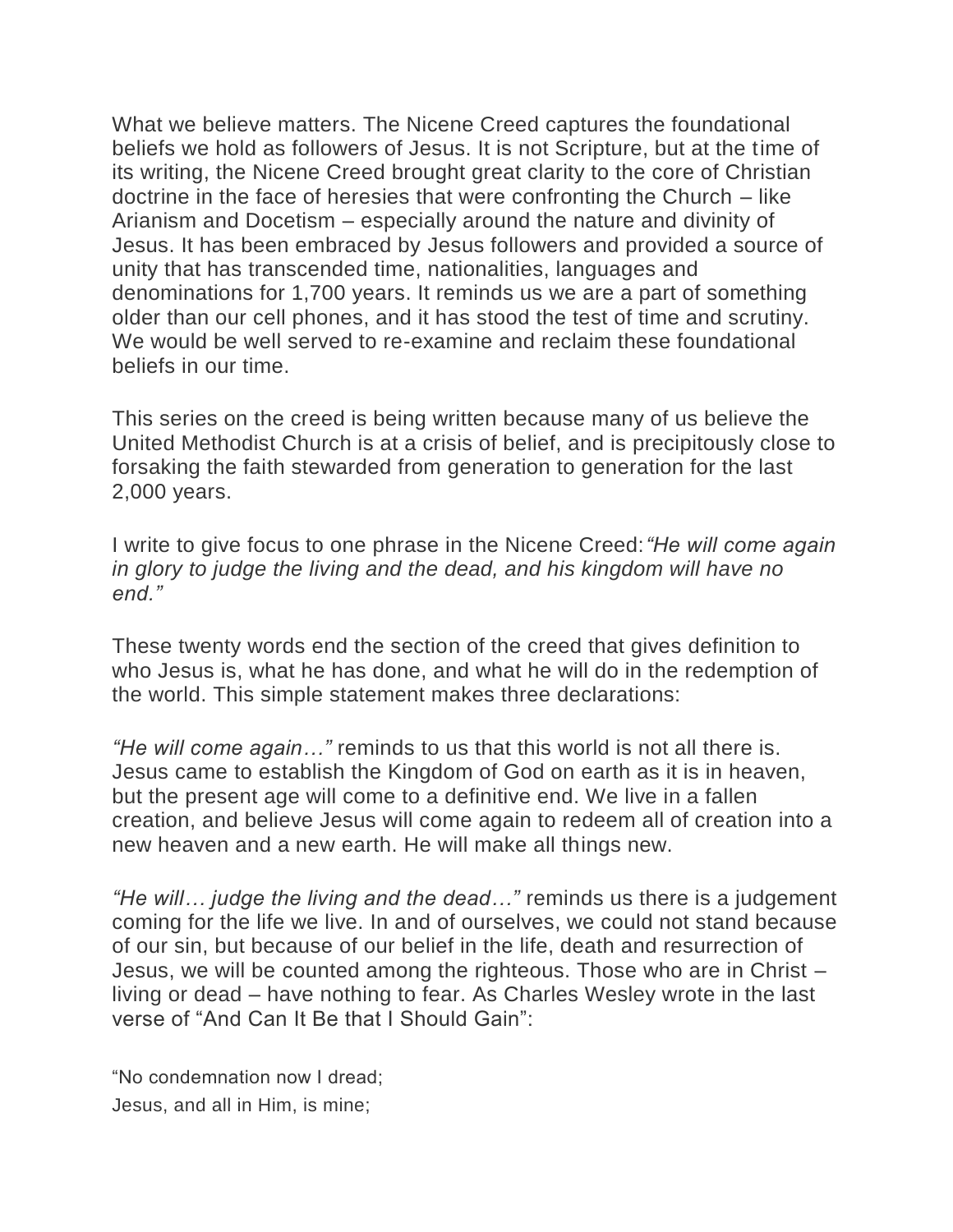What we believe matters. The Nicene Creed captures the foundational beliefs we hold as followers of Jesus. It is not Scripture, but at the time of its writing, the Nicene Creed brought great clarity to the core of Christian doctrine in the face of heresies that were confronting the Church – like Arianism and Docetism – especially around the nature and divinity of Jesus. It has been embraced by Jesus followers and provided a source of unity that has transcended time, nationalities, languages and denominations for 1,700 years. It reminds us we are a part of something older than our cell phones, and it has stood the test of time and scrutiny. We would be well served to re-examine and reclaim these foundational beliefs in our time.

This series on the creed is being written because many of us believe the United Methodist Church is at a crisis of belief, and is precipitously close to forsaking the faith stewarded from generation to generation for the last 2,000 years.

I write to give focus to one phrase in the Nicene Creed: *"He will come again in glory to judge the living and the dead, and his kingdom will have no end."*

These twenty words end the section of the creed that gives definition to who Jesus is, what he has done, and what he will do in the redemption of the world. This simple statement makes three declarations:

*"He will come again…"* reminds to us that this world is not all there is. Jesus came to establish the Kingdom of God on earth as it is in heaven, but the present age will come to a definitive end. We live in a fallen creation, and believe Jesus will come again to redeem all of creation into a new heaven and a new earth. He will make all things new.

*"He will… judge the living and the dead…"* reminds us there is a judgement coming for the life we live. In and of ourselves, we could not stand because of our sin, but because of our belief in the life, death and resurrection of Jesus, we will be counted among the righteous. Those who are in Christ – living or dead – have nothing to fear. As Charles Wesley wrote in the last verse of "And Can It Be that I Should Gain":

"No condemnation now I dread;
Jesus, and all in Him, is mine;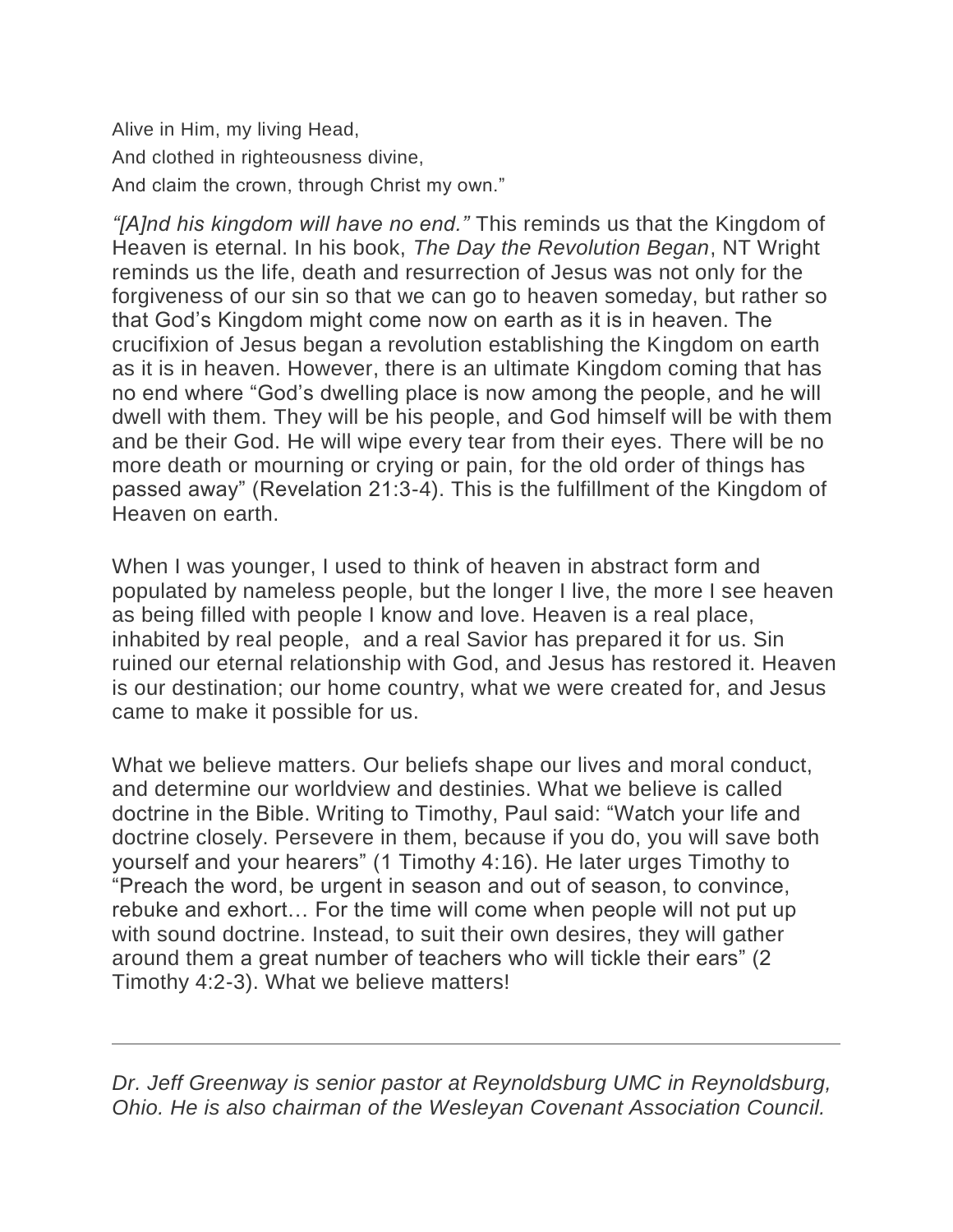Alive in Him, my living Head,  
And clothed in righteousness divine,  
And claim the crown, through Christ my own."

*"[A]nd his kingdom will have no end."* This reminds us that the Kingdom of Heaven is eternal. In his book, *The Day the Revolution Began*, NT Wright reminds us the life, death and resurrection of Jesus was not only for the forgiveness of our sin so that we can go to heaven someday, but rather so that God's Kingdom might come now on earth as it is in heaven. The crucifixion of Jesus began a revolution establishing the Kingdom on earth as it is in heaven. However, there is an ultimate Kingdom coming that has no end where "God's dwelling place is now among the people, and he will dwell with them. They will be his people, and God himself will be with them and be their God. He will wipe every tear from their eyes. There will be no more death or mourning or crying or pain, for the old order of things has passed away" (Revelation 21:3-4). This is the fulfillment of the Kingdom of Heaven on earth.

When I was younger, I used to think of heaven in abstract form and populated by nameless people, but the longer I live, the more I see heaven as being filled with people I know and love. Heaven is a real place, inhabited by real people, and a real Savior has prepared it for us. Sin ruined our eternal relationship with God, and Jesus has restored it. Heaven is our destination; our home country, what we were created for, and Jesus came to make it possible for us.

What we believe matters. Our beliefs shape our lives and moral conduct, and determine our worldview and destinies. What we believe is called doctrine in the Bible. Writing to Timothy, Paul said: "Watch your life and doctrine closely. Persevere in them, because if you do, you will save both yourself and your hearers" (1 Timothy 4:16). He later urges Timothy to "Preach the word, be urgent in season and out of season, to convince, rebuke and exhort… For the time will come when people will not put up with sound doctrine. Instead, to suit their own desires, they will gather around them a great number of teachers who will tickle their ears" (2 Timothy 4:2-3). What we believe matters!

---

*Dr. Jeff Greenway is senior pastor at Reynoldsburg UMC in Reynoldsburg, Ohio. He is also chairman of the Wesleyan Covenant Association Council.*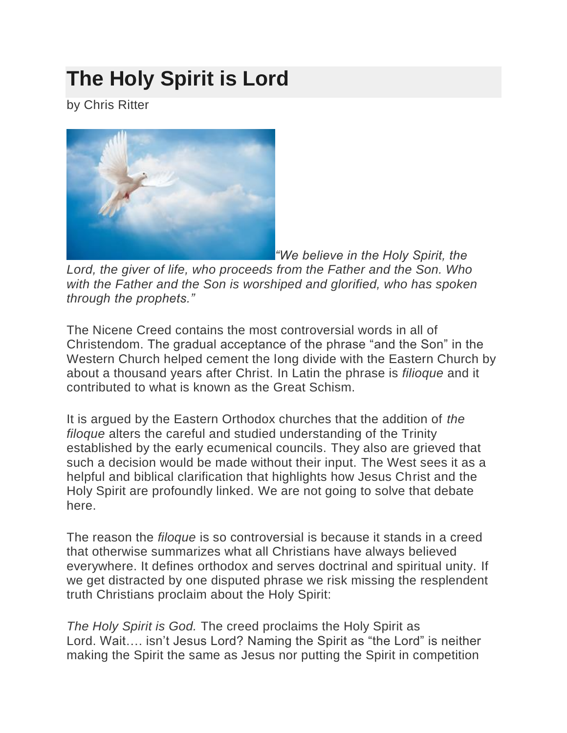# The Holy Spirit is Lord

by Chris Ritter

*"We believe in the Holy Spirit, the Lord, the giver of life, who proceeds from the Father and the Son. Who with the Father and the Son is worshiped and glorified, who has spoken through the prophets."*

The Nicene Creed contains the most controversial words in all of Christendom. The gradual acceptance of the phrase "and the Son" in the Western Church helped cement the long divide with the Eastern Church by about a thousand years after Christ. In Latin the phrase is *filioque* and it contributed to what is known as the Great Schism.

It is argued by the Eastern Orthodox churches that the addition of *the filoque* alters the careful and studied understanding of the Trinity established by the early ecumenical councils. They also are grieved that such a decision would be made without their input. The West sees it as a helpful and biblical clarification that highlights how Jesus Christ and the Holy Spirit are profoundly linked. We are not going to solve that debate here.

The reason the *filoque* is so controversial is because it stands in a creed that otherwise summarizes what all Christians have always believed everywhere. It defines orthodox and serves doctrinal and spiritual unity. If we get distracted by one disputed phrase we risk missing the resplendent truth Christians proclaim about the Holy Spirit:

*The Holy Spirit is God.* The creed proclaims the Holy Spirit as Lord. Wait…. isn't Jesus Lord? Naming the Spirit as "the Lord" is neither making the Spirit the same as Jesus nor putting the Spirit in competition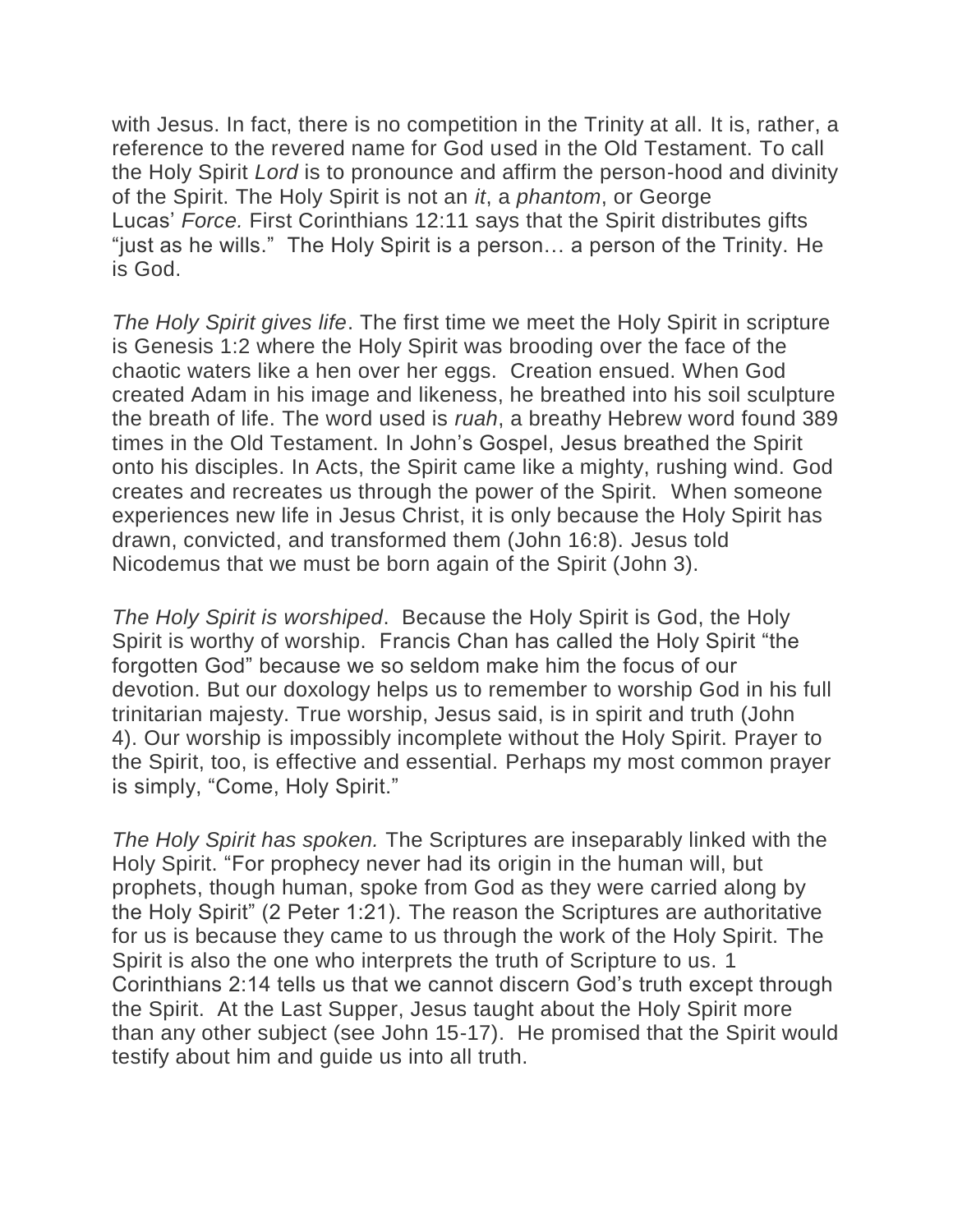with Jesus. In fact, there is no competition in the Trinity at all. It is, rather, a reference to the revered name for God used in the Old Testament. To call the Holy Spirit *Lord* is to pronounce and affirm the person-hood and divinity of the Spirit. The Holy Spirit is not an *it*, a *phantom*, or George Lucas' *Force.* First Corinthians 12:11 says that the Spirit distributes gifts "just as he wills." The Holy Spirit is a person… a person of the Trinity. He is God.

*The Holy Spirit gives life*. The first time we meet the Holy Spirit in scripture is Genesis 1:2 where the Holy Spirit was brooding over the face of the chaotic waters like a hen over her eggs. Creation ensued. When God created Adam in his image and likeness, he breathed into his soil sculpture the breath of life. The word used is *ruah*, a breathy Hebrew word found 389 times in the Old Testament. In John's Gospel, Jesus breathed the Spirit onto his disciples. In Acts, the Spirit came like a mighty, rushing wind. God creates and recreates us through the power of the Spirit. When someone experiences new life in Jesus Christ, it is only because the Holy Spirit has drawn, convicted, and transformed them (John 16:8). Jesus told Nicodemus that we must be born again of the Spirit (John 3).

*The Holy Spirit is worshiped*. Because the Holy Spirit is God, the Holy Spirit is worthy of worship. Francis Chan has called the Holy Spirit "the forgotten God" because we so seldom make him the focus of our devotion. But our doxology helps us to remember to worship God in his full trinitarian majesty. True worship, Jesus said, is in spirit and truth (John 4). Our worship is impossibly incomplete without the Holy Spirit. Prayer to the Spirit, too, is effective and essential. Perhaps my most common prayer is simply, "Come, Holy Spirit."

*The Holy Spirit has spoken.* The Scriptures are inseparably linked with the Holy Spirit. "For prophecy never had its origin in the human will, but prophets, though human, spoke from God as they were carried along by the Holy Spirit" (2 Peter 1:21). The reason the Scriptures are authoritative for us is because they came to us through the work of the Holy Spirit. The Spirit is also the one who interprets the truth of Scripture to us. 1 Corinthians 2:14 tells us that we cannot discern God's truth except through the Spirit. At the Last Supper, Jesus taught about the Holy Spirit more than any other subject (see John 15-17). He promised that the Spirit would testify about him and guide us into all truth.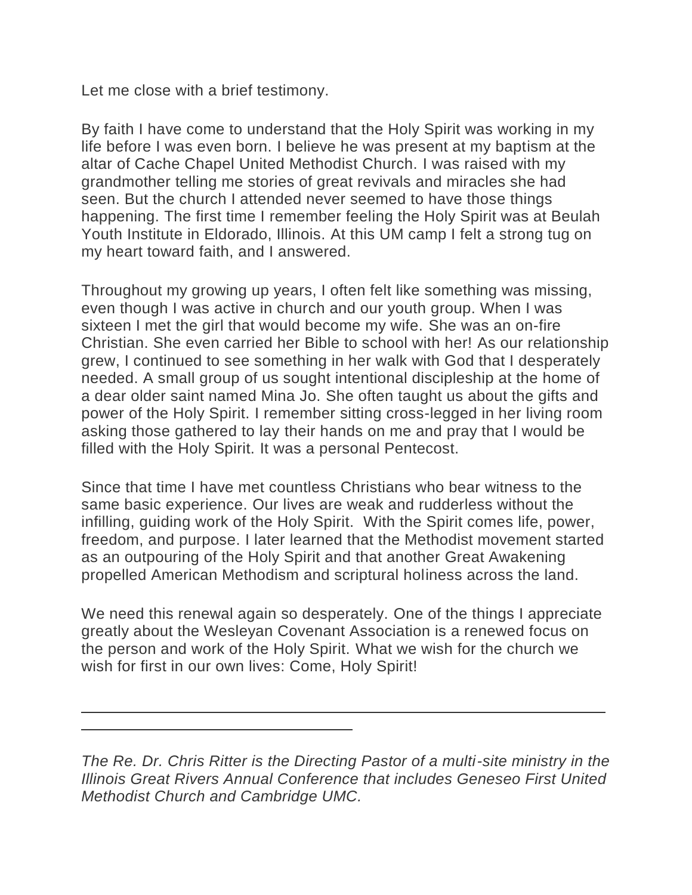Let me close with a brief testimony.

By faith I have come to understand that the Holy Spirit was working in my life before I was even born. I believe he was present at my baptism at the altar of Cache Chapel United Methodist Church. I was raised with my grandmother telling me stories of great revivals and miracles she had seen. But the church I attended never seemed to have those things happening. The first time I remember feeling the Holy Spirit was at Beulah Youth Institute in Eldorado, Illinois. At this UM camp I felt a strong tug on my heart toward faith, and I answered.

Throughout my growing up years, I often felt like something was missing, even though I was active in church and our youth group. When I was sixteen I met the girl that would become my wife. She was an on-fire Christian. She even carried her Bible to school with her! As our relationship grew, I continued to see something in her walk with God that I desperately needed. A small group of us sought intentional discipleship at the home of a dear older saint named Mina Jo. She often taught us about the gifts and power of the Holy Spirit. I remember sitting cross-legged in her living room asking those gathered to lay their hands on me and pray that I would be filled with the Holy Spirit. It was a personal Pentecost.

Since that time I have met countless Christians who bear witness to the same basic experience. Our lives are weak and rudderless without the infilling, guiding work of the Holy Spirit. With the Spirit comes life, power, freedom, and purpose. I later learned that the Methodist movement started as an outpouring of the Holy Spirit and that another Great Awakening propelled American Methodism and scriptural holiness across the land.

We need this renewal again so desperately. One of the things I appreciate greatly about the Wesleyan Covenant Association is a renewed focus on the person and work of the Holy Spirit. What we wish for the church we wish for first in our own lives: Come, Holy Spirit!

---

*The Re. Dr. Chris Ritter is the Directing Pastor of a multi-site ministry in the Illinois Great Rivers Annual Conference that includes Geneseo First United Methodist Church and Cambridge UMC.*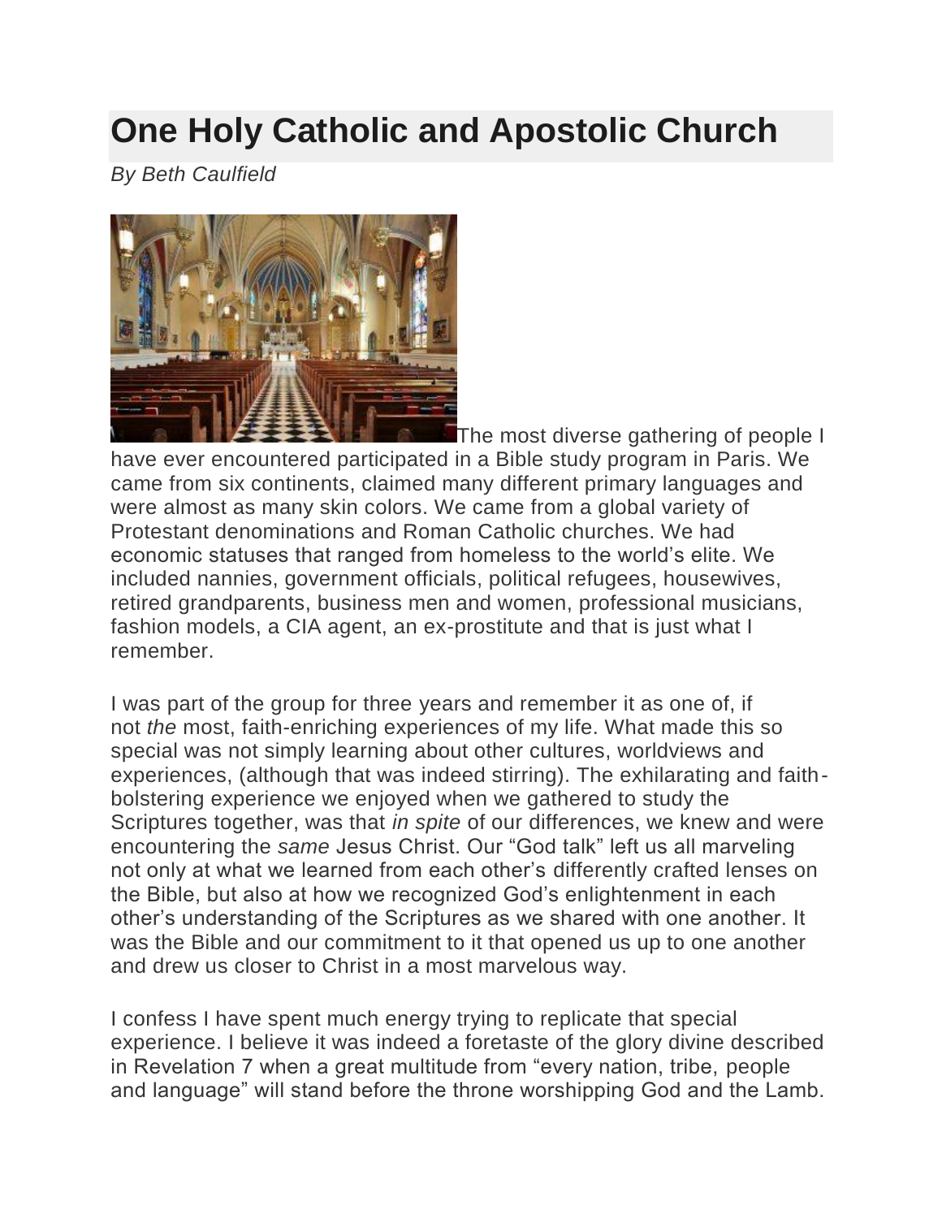# One Holy Catholic and Apostolic Church

*By Beth Caulfield*

The most diverse gathering of people I have ever encountered participated in a Bible study program in Paris. We came from six continents, claimed many different primary languages and were almost as many skin colors. We came from a global variety of Protestant denominations and Roman Catholic churches. We had economic statuses that ranged from homeless to the world's elite. We included nannies, government officials, political refugees, housewives, retired grandparents, business men and women, professional musicians, fashion models, a CIA agent, an ex-prostitute and that is just what I remember.

I was part of the group for three years and remember it as one of, if not *the* most, faith-enriching experiences of my life. What made this so special was not simply learning about other cultures, worldviews and experiences, (although that was indeed stirring). The exhilarating and faith-bolstering experience we enjoyed when we gathered to study the Scriptures together, was that *in spite* of our differences, we knew and were encountering the *same* Jesus Christ. Our "God talk" left us all marveling not only at what we learned from each other's differently crafted lenses on the Bible, but also at how we recognized God's enlightenment in each other's understanding of the Scriptures as we shared with one another. It was the Bible and our commitment to it that opened us up to one another and drew us closer to Christ in a most marvelous way.

I confess I have spent much energy trying to replicate that special experience. I believe it was indeed a foretaste of the glory divine described in Revelation 7 when a great multitude from "every nation, tribe, people and language" will stand before the throne worshipping God and the Lamb.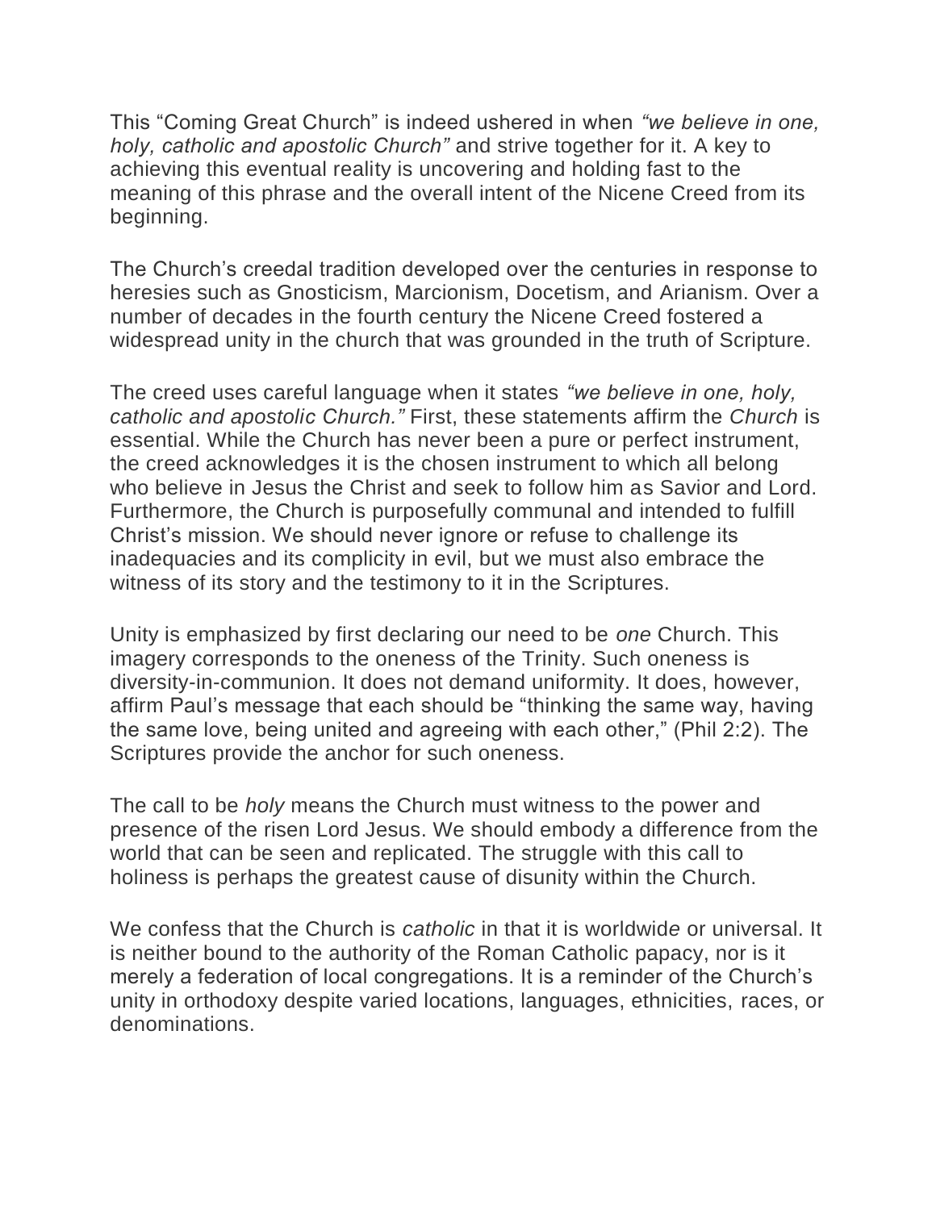This “Coming Great Church” is indeed ushered in when *“we believe in one, holy, catholic and apostolic Church”* and strive together for it. A key to achieving this eventual reality is uncovering and holding fast to the meaning of this phrase and the overall intent of the Nicene Creed from its beginning.

The Church’s creedal tradition developed over the centuries in response to heresies such as Gnosticism, Marcionism, Docetism, and Arianism. Over a number of decades in the fourth century the Nicene Creed fostered a widespread unity in the church that was grounded in the truth of Scripture.

The creed uses careful language when it states *“we believe in one, holy, catholic and apostolic Church.”* First, these statements affirm the *Church* is essential. While the Church has never been a pure or perfect instrument, the creed acknowledges it is the chosen instrument to which all belong who believe in Jesus the Christ and seek to follow him as Savior and Lord. Furthermore, the Church is purposefully communal and intended to fulfill Christ’s mission. We should never ignore or refuse to challenge its inadequacies and its complicity in evil, but we must also embrace the witness of its story and the testimony to it in the Scriptures.

Unity is emphasized by first declaring our need to be *one* Church. This imagery corresponds to the oneness of the Trinity. Such oneness is diversity-in-communion. It does not demand uniformity. It does, however, affirm Paul’s message that each should be “thinking the same way, having the same love, being united and agreeing with each other,” (Phil 2:2). The Scriptures provide the anchor for such oneness.

The call to be *holy* means the Church must witness to the power and presence of the risen Lord Jesus. We should embody a difference from the world that can be seen and replicated. The struggle with this call to holiness is perhaps the greatest cause of disunity within the Church.

We confess that the Church is *catholic* in that it is worldwide or universal. It is neither bound to the authority of the Roman Catholic papacy, nor is it merely a federation of local congregations. It is a reminder of the Church’s unity in orthodoxy despite varied locations, languages, ethnicities, races, or denominations.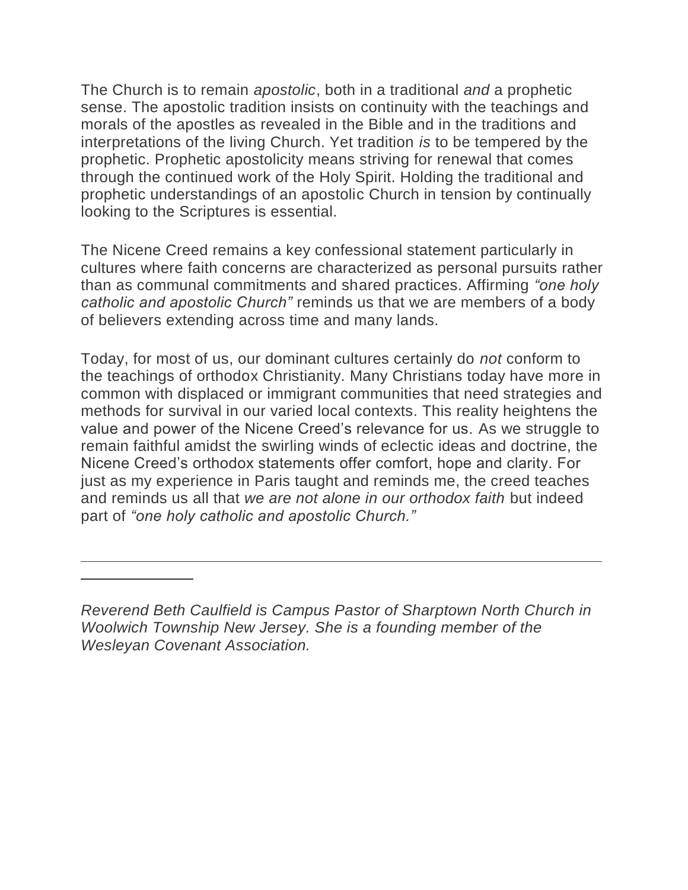The Church is to remain *apostolic*, both in a traditional *and* a prophetic sense. The apostolic tradition insists on continuity with the teachings and morals of the apostles as revealed in the Bible and in the traditions and interpretations of the living Church. Yet tradition *is* to be tempered by the prophetic. Prophetic apostolicity means striving for renewal that comes through the continued work of the Holy Spirit. Holding the traditional and prophetic understandings of an apostolic Church in tension by continually looking to the Scriptures is essential.

The Nicene Creed remains a key confessional statement particularly in cultures where faith concerns are characterized as personal pursuits rather than as communal commitments and shared practices. Affirming *"one holy catholic and apostolic Church"* reminds us that we are members of a body of believers extending across time and many lands.

Today, for most of us, our dominant cultures certainly do *not* conform to the teachings of orthodox Christianity. Many Christians today have more in common with displaced or immigrant communities that need strategies and methods for survival in our varied local contexts. This reality heightens the value and power of the Nicene Creed's relevance for us. As we struggle to remain faithful amidst the swirling winds of eclectic ideas and doctrine, the Nicene Creed's orthodox statements offer comfort, hope and clarity. For just as my experience in Paris taught and reminds me, the creed teaches and reminds us all that *we are not alone in our orthodox faith* but indeed part of *"one holy catholic and apostolic Church."*

---

*Reverend Beth Caulfield is Campus Pastor of Sharptown North Church in Woolwich Township New Jersey. She is a founding member of the Wesleyan Covenant Association.*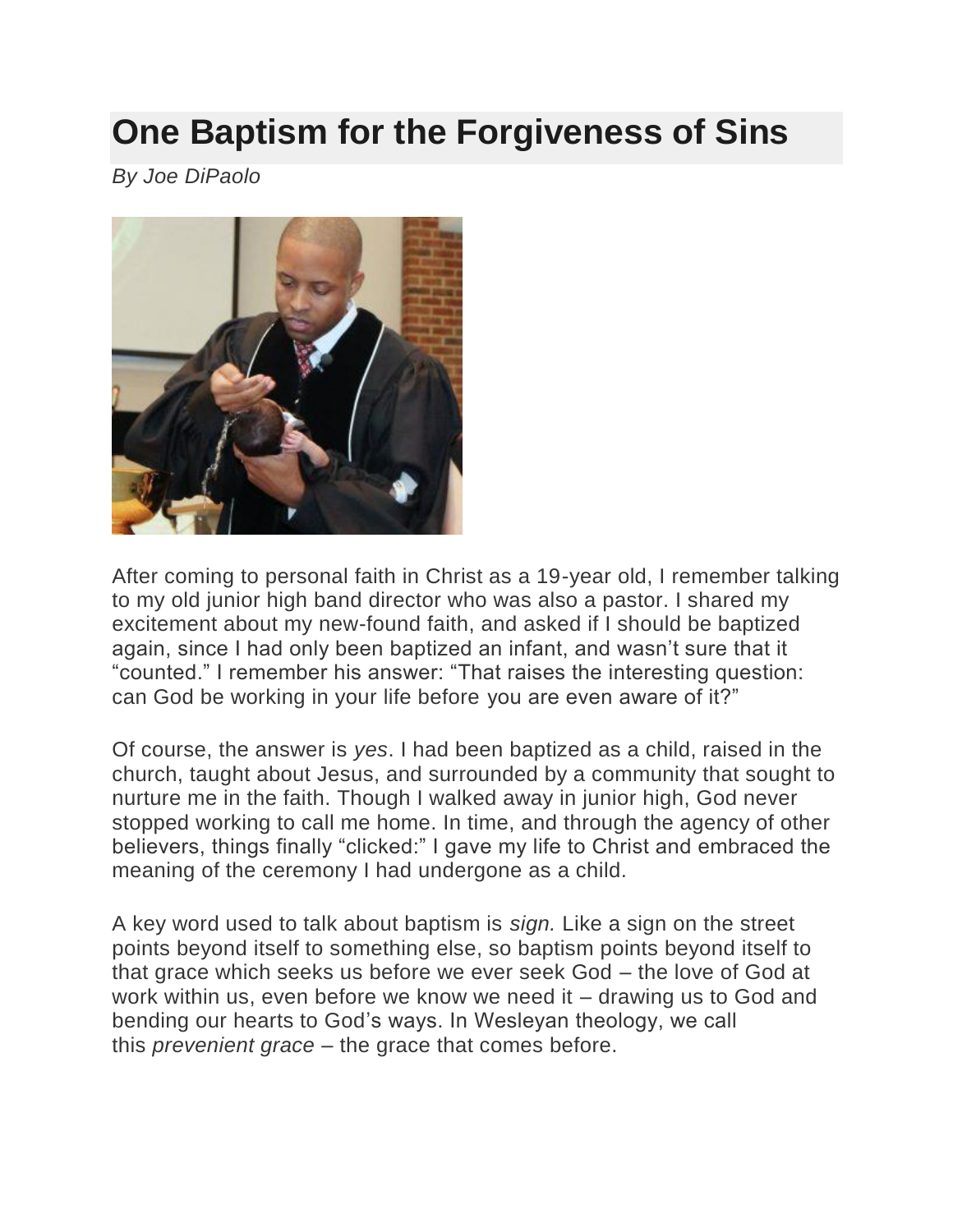# One Baptism for the Forgiveness of Sins

*By Joe DiPaolo*

After coming to personal faith in Christ as a 19-year old, I remember talking to my old junior high band director who was also a pastor. I shared my excitement about my new-found faith, and asked if I should be baptized again, since I had only been baptized an infant, and wasn't sure that it "counted." I remember his answer: "That raises the interesting question: can God be working in your life before you are even aware of it?"

Of course, the answer is *yes*. I had been baptized as a child, raised in the church, taught about Jesus, and surrounded by a community that sought to nurture me in the faith. Though I walked away in junior high, God never stopped working to call me home. In time, and through the agency of other believers, things finally "clicked:" I gave my life to Christ and embraced the meaning of the ceremony I had undergone as a child.

A key word used to talk about baptism is *sign.* Like a sign on the street points beyond itself to something else, so baptism points beyond itself to that grace which seeks us before we ever seek God – the love of God at work within us, even before we know we need it – drawing us to God and bending our hearts to God's ways. In Wesleyan theology, we call this *prevenient grace* – the grace that comes before.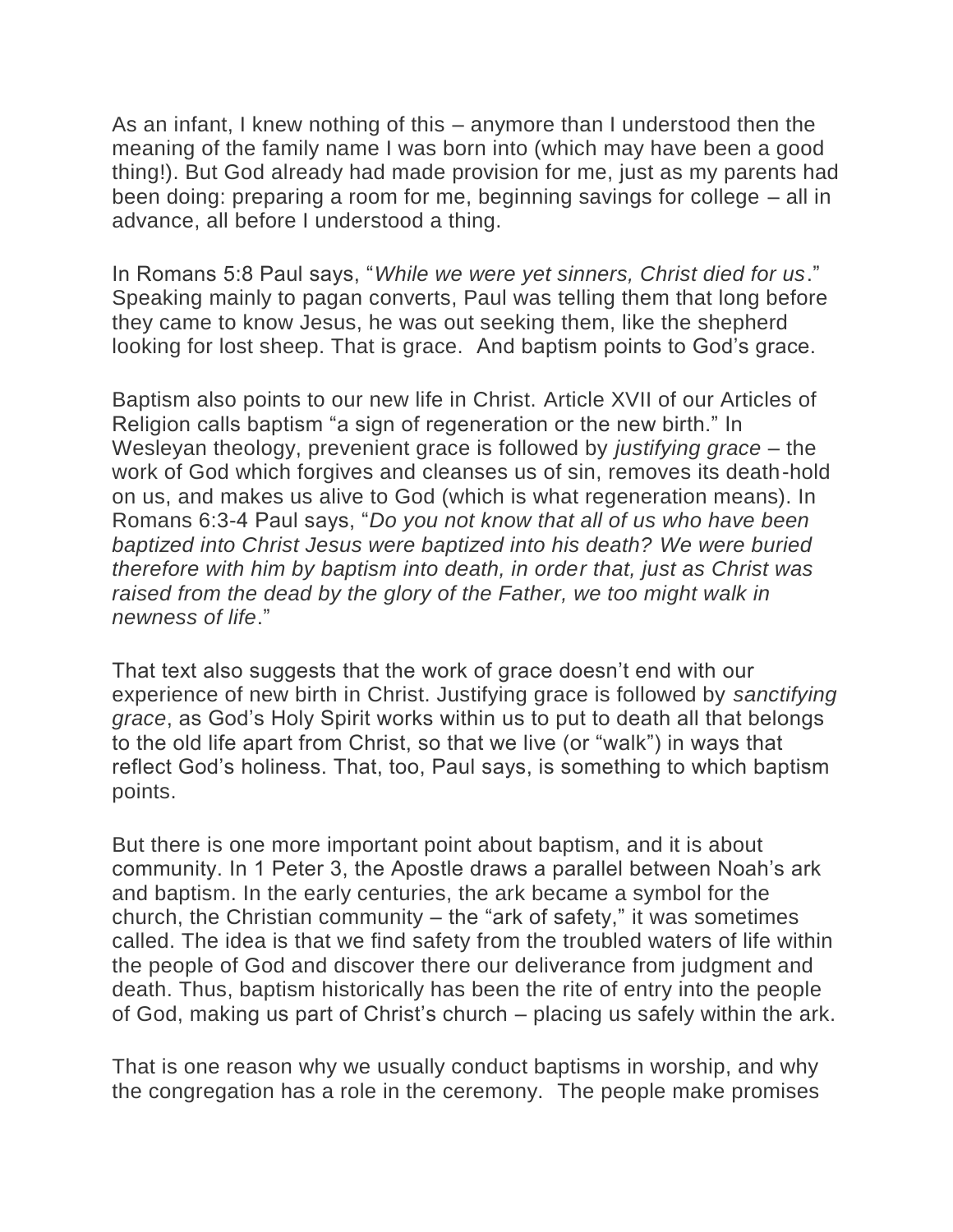As an infant, I knew nothing of this – anymore than I understood then the meaning of the family name I was born into (which may have been a good thing!). But God already had made provision for me, just as my parents had been doing: preparing a room for me, beginning savings for college – all in advance, all before I understood a thing.

In Romans 5:8 Paul says, "*While we were yet sinners, Christ died for us*." Speaking mainly to pagan converts, Paul was telling them that long before they came to know Jesus, he was out seeking them, like the shepherd looking for lost sheep. That is grace. And baptism points to God's grace.

Baptism also points to our new life in Christ. Article XVII of our Articles of Religion calls baptism "a sign of regeneration or the new birth." In Wesleyan theology, prevenient grace is followed by *justifying grace* – the work of God which forgives and cleanses us of sin, removes its death-hold on us, and makes us alive to God (which is what regeneration means). In Romans 6:3-4 Paul says, "*Do you not know that all of us who have been baptized into Christ Jesus were baptized into his death? We were buried therefore with him by baptism into death, in order that, just as Christ was raised from the dead by the glory of the Father, we too might walk in newness of life*."

That text also suggests that the work of grace doesn't end with our experience of new birth in Christ. Justifying grace is followed by *sanctifying grace*, as God's Holy Spirit works within us to put to death all that belongs to the old life apart from Christ, so that we live (or "walk") in ways that reflect God's holiness. That, too, Paul says, is something to which baptism points.

But there is one more important point about baptism, and it is about community. In 1 Peter 3, the Apostle draws a parallel between Noah's ark and baptism. In the early centuries, the ark became a symbol for the church, the Christian community – the "ark of safety," it was sometimes called. The idea is that we find safety from the troubled waters of life within the people of God and discover there our deliverance from judgment and death. Thus, baptism historically has been the rite of entry into the people of God, making us part of Christ's church – placing us safely within the ark.

That is one reason why we usually conduct baptisms in worship, and why the congregation has a role in the ceremony. The people make promises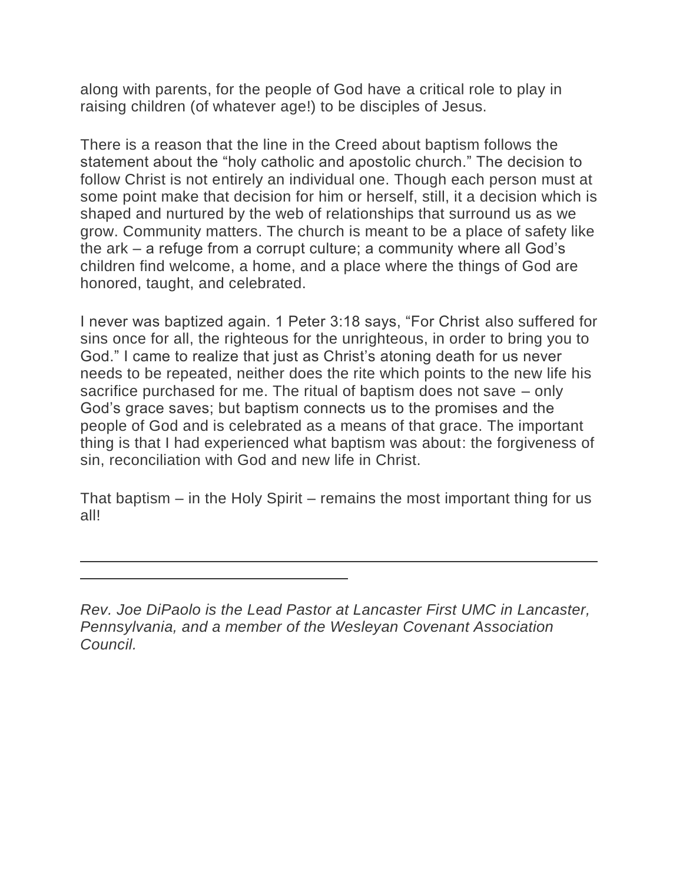along with parents, for the people of God have a critical role to play in raising children (of whatever age!) to be disciples of Jesus.

There is a reason that the line in the Creed about baptism follows the statement about the “holy catholic and apostolic church.” The decision to follow Christ is not entirely an individual one. Though each person must at some point make that decision for him or herself, still, it a decision which is shaped and nurtured by the web of relationships that surround us as we grow. Community matters. The church is meant to be a place of safety like the ark – a refuge from a corrupt culture; a community where all God’s children find welcome, a home, and a place where the things of God are honored, taught, and celebrated.

I never was baptized again. 1 Peter 3:18 says, “For Christ also suffered for sins once for all, the righteous for the unrighteous, in order to bring you to God.” I came to realize that just as Christ’s atoning death for us never needs to be repeated, neither does the rite which points to the new life his sacrifice purchased for me. The ritual of baptism does not save – only God’s grace saves; but baptism connects us to the promises and the people of God and is celebrated as a means of that grace. The important thing is that I had experienced what baptism was about: the forgiveness of sin, reconciliation with God and new life in Christ.

That baptism – in the Holy Spirit – remains the most important thing for us all!

---

*Rev. Joe DiPaolo is the Lead Pastor at Lancaster First UMC in Lancaster, Pennsylvania, and a member of the Wesleyan Covenant Association Council.*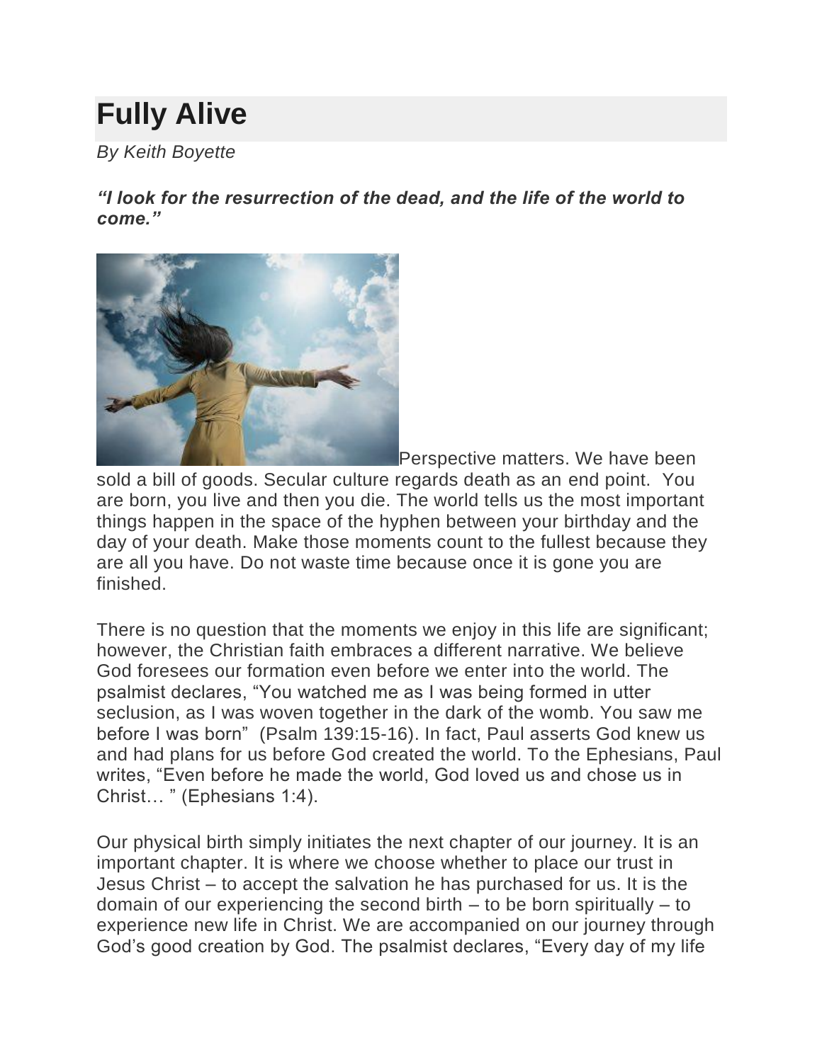# Fully Alive

*By Keith Boyette*

***"I look for the resurrection of the dead, and the life of the world to come."***

Perspective matters. We have been sold a bill of goods. Secular culture regards death as an end point. You are born, you live and then you die. The world tells us the most important things happen in the space of the hyphen between your birthday and the day of your death. Make those moments count to the fullest because they are all you have. Do not waste time because once it is gone you are finished.

There is no question that the moments we enjoy in this life are significant; however, the Christian faith embraces a different narrative. We believe God foresees our formation even before we enter into the world. The psalmist declares, "You watched me as I was being formed in utter seclusion, as I was woven together in the dark of the womb. You saw me before I was born" (Psalm 139:15-16). In fact, Paul asserts God knew us and had plans for us before God created the world. To the Ephesians, Paul writes, "Even before he made the world, God loved us and chose us in Christ… " (Ephesians 1:4).

Our physical birth simply initiates the next chapter of our journey. It is an important chapter. It is where we choose whether to place our trust in Jesus Christ – to accept the salvation he has purchased for us. It is the domain of our experiencing the second birth – to be born spiritually – to experience new life in Christ. We are accompanied on our journey through God's good creation by God. The psalmist declares, "Every day of my life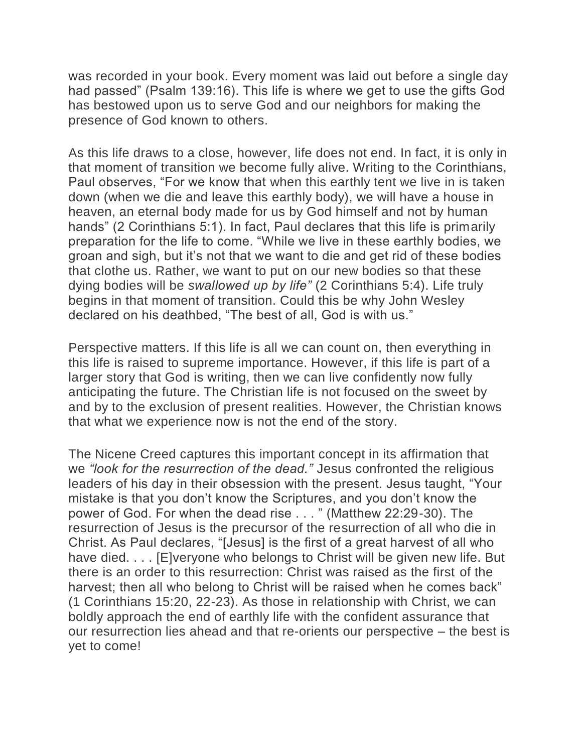was recorded in your book. Every moment was laid out before a single day had passed" (Psalm 139:16). This life is where we get to use the gifts God has bestowed upon us to serve God and our neighbors for making the presence of God known to others.

As this life draws to a close, however, life does not end. In fact, it is only in that moment of transition we become fully alive. Writing to the Corinthians, Paul observes, "For we know that when this earthly tent we live in is taken down (when we die and leave this earthly body), we will have a house in heaven, an eternal body made for us by God himself and not by human hands" (2 Corinthians 5:1). In fact, Paul declares that this life is primarily preparation for the life to come. "While we live in these earthly bodies, we groan and sigh, but it's not that we want to die and get rid of these bodies that clothe us. Rather, we want to put on our new bodies so that these dying bodies will be *swallowed up by life"* (2 Corinthians 5:4). Life truly begins in that moment of transition. Could this be why John Wesley declared on his deathbed, "The best of all, God is with us."

Perspective matters. If this life is all we can count on, then everything in this life is raised to supreme importance. However, if this life is part of a larger story that God is writing, then we can live confidently now fully anticipating the future. The Christian life is not focused on the sweet by and by to the exclusion of present realities. However, the Christian knows that what we experience now is not the end of the story.

The Nicene Creed captures this important concept in its affirmation that we *"look for the resurrection of the dead."* Jesus confronted the religious leaders of his day in their obsession with the present. Jesus taught, "Your mistake is that you don't know the Scriptures, and you don't know the power of God. For when the dead rise . . . " (Matthew 22:29-30). The resurrection of Jesus is the precursor of the resurrection of all who die in Christ. As Paul declares, "[Jesus] is the first of a great harvest of all who have died. . . . [E]veryone who belongs to Christ will be given new life. But there is an order to this resurrection: Christ was raised as the first of the harvest; then all who belong to Christ will be raised when he comes back" (1 Corinthians 15:20, 22-23). As those in relationship with Christ, we can boldly approach the end of earthly life with the confident assurance that our resurrection lies ahead and that re-orients our perspective – the best is yet to come!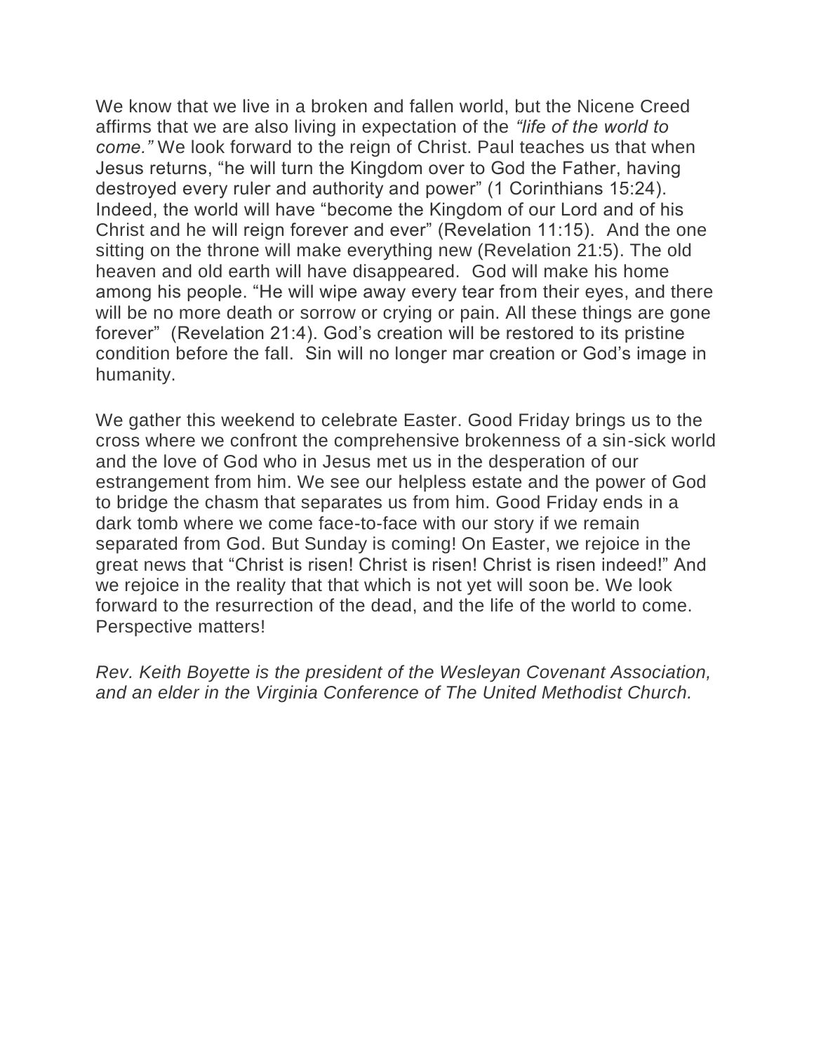We know that we live in a broken and fallen world, but the Nicene Creed affirms that we are also living in expectation of the *"life of the world to come."* We look forward to the reign of Christ. Paul teaches us that when Jesus returns, "he will turn the Kingdom over to God the Father, having destroyed every ruler and authority and power" (1 Corinthians 15:24). Indeed, the world will have "become the Kingdom of our Lord and of his Christ and he will reign forever and ever" (Revelation 11:15). And the one sitting on the throne will make everything new (Revelation 21:5). The old heaven and old earth will have disappeared. God will make his home among his people. "He will wipe away every tear from their eyes, and there will be no more death or sorrow or crying or pain. All these things are gone forever" (Revelation 21:4). God's creation will be restored to its pristine condition before the fall. Sin will no longer mar creation or God's image in humanity.

We gather this weekend to celebrate Easter. Good Friday brings us to the cross where we confront the comprehensive brokenness of a sin-sick world and the love of God who in Jesus met us in the desperation of our estrangement from him. We see our helpless estate and the power of God to bridge the chasm that separates us from him. Good Friday ends in a dark tomb where we come face-to-face with our story if we remain separated from God. But Sunday is coming! On Easter, we rejoice in the great news that "Christ is risen! Christ is risen! Christ is risen indeed!" And we rejoice in the reality that that which is not yet will soon be. We look forward to the resurrection of the dead, and the life of the world to come. Perspective matters!

*Rev. Keith Boyette is the president of the Wesleyan Covenant Association, and an elder in the Virginia Conference of The United Methodist Church.*